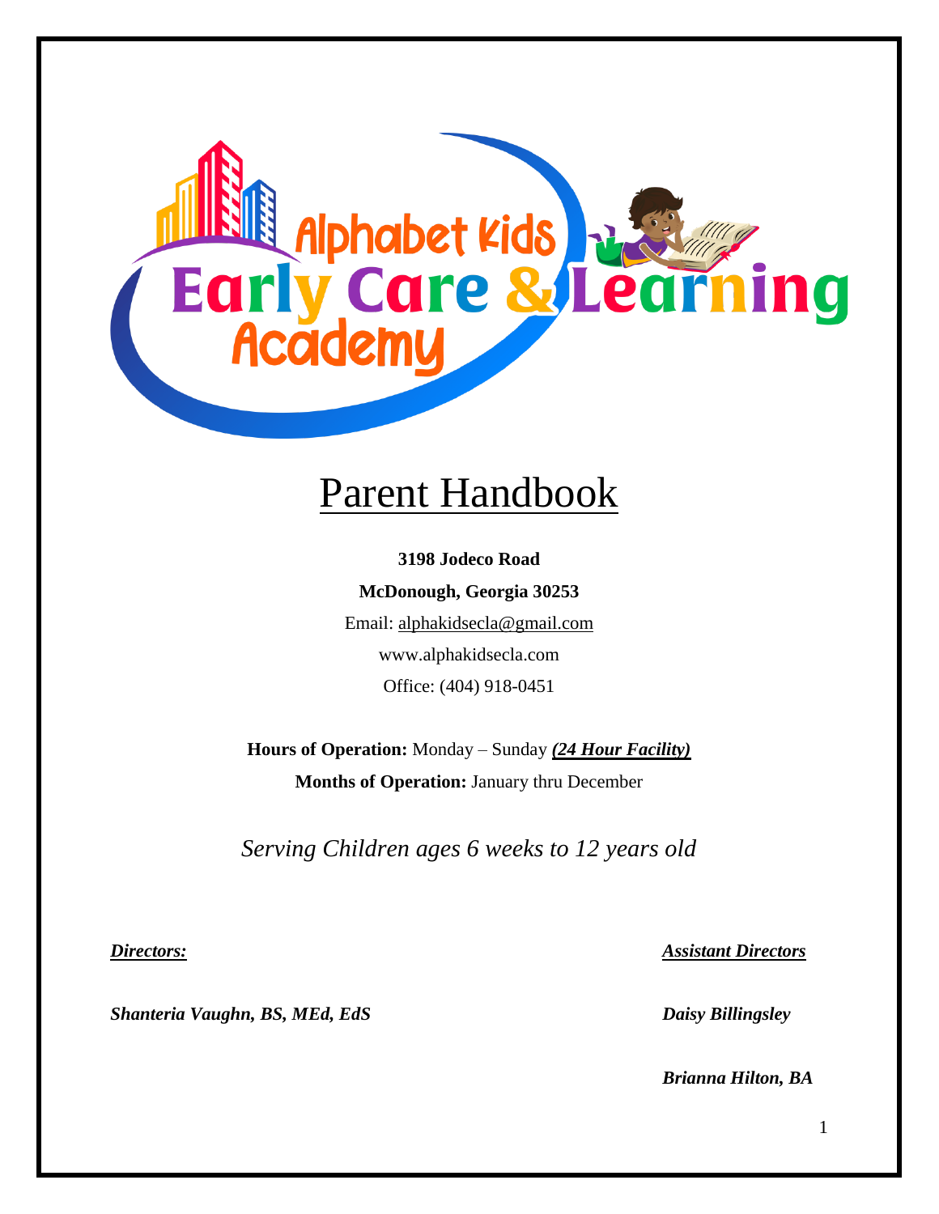# Alphabet Kids Early Care & Learning Academy

# Parent Handbook

**3198 Jodeco Road**

**McDonough, Georgia 30253**

Email: alphakidsecla@gmail.com

www.alphakidsecla.com

Office: (404) 918-0451

**Hours of Operation:** Monday – Sunday ***(24 Hour Facility)***

**Months of Operation:** January thru December

*Serving Children ages 6 weeks to 12 years old*

***Directors:***

***Shanteria Vaughn, BS, MEd, EdS***

***Assistant Directors***

***Daisy Billingsley***

***Brianna Hilton, BA***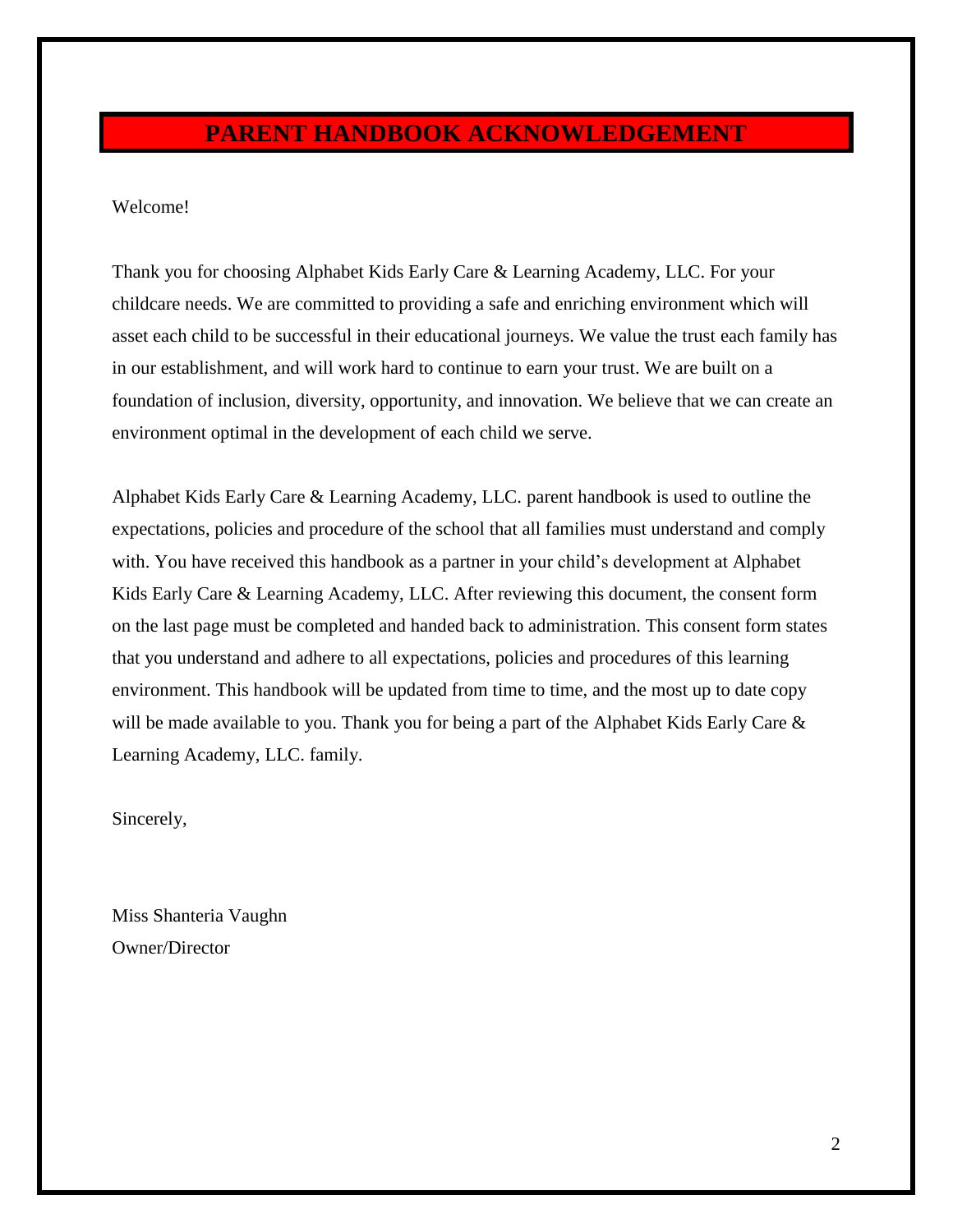# PARENT HANDBOOK ACKNOWLEDGEMENT

Welcome!

Thank you for choosing Alphabet Kids Early Care & Learning Academy, LLC. For your childcare needs. We are committed to providing a safe and enriching environment which will asset each child to be successful in their educational journeys. We value the trust each family has in our establishment, and will work hard to continue to earn your trust. We are built on a foundation of inclusion, diversity, opportunity, and innovation. We believe that we can create an environment optimal in the development of each child we serve.

Alphabet Kids Early Care & Learning Academy, LLC. parent handbook is used to outline the expectations, policies and procedure of the school that all families must understand and comply with. You have received this handbook as a partner in your child's development at Alphabet Kids Early Care & Learning Academy, LLC. After reviewing this document, the consent form on the last page must be completed and handed back to administration. This consent form states that you understand and adhere to all expectations, policies and procedures of this learning environment. This handbook will be updated from time to time, and the most up to date copy will be made available to you. Thank you for being a part of the Alphabet Kids Early Care & Learning Academy, LLC. family.

Sincerely,

Miss Shanteria Vaughn
Owner/Director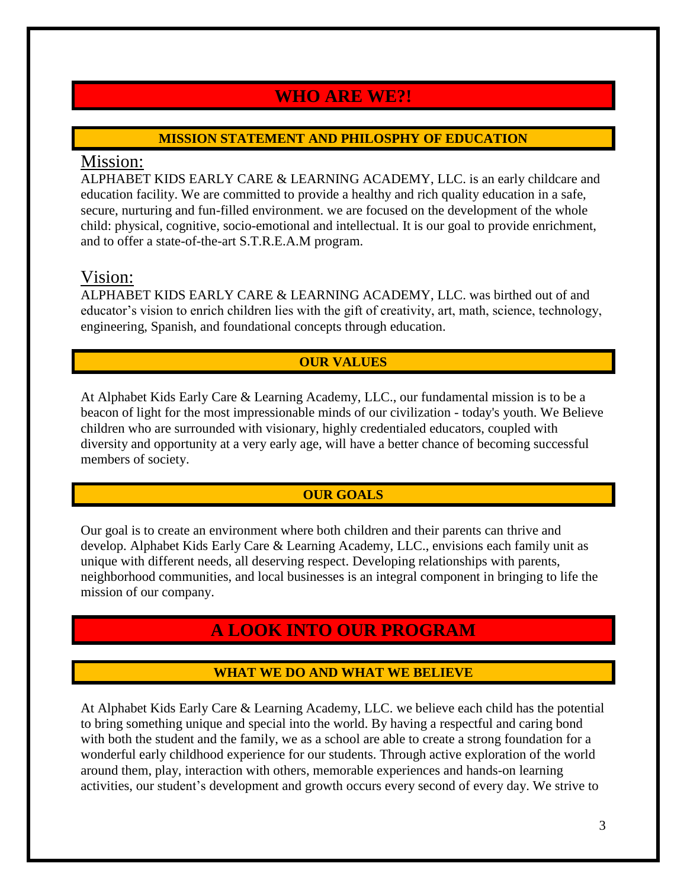# WHO ARE WE?!

## MISSION STATEMENT AND PHILOSPHY OF EDUCATION

### Mission:

ALPHABET KIDS EARLY CARE & LEARNING ACADEMY, LLC. is an early childcare and education facility. We are committed to provide a healthy and rich quality education in a safe, secure, nurturing and fun-filled environment. we are focused on the development of the whole child: physical, cognitive, socio-emotional and intellectual. It is our goal to provide enrichment, and to offer a state-of-the-art S.T.R.E.A.M program.

### Vision:

ALPHABET KIDS EARLY CARE & LEARNING ACADEMY, LLC. was birthed out of and educator's vision to enrich children lies with the gift of creativity, art, math, science, technology, engineering, Spanish, and foundational concepts through education.

## OUR VALUES

At Alphabet Kids Early Care & Learning Academy, LLC., our fundamental mission is to be a beacon of light for the most impressionable minds of our civilization - today's youth. We Believe children who are surrounded with visionary, highly credentialed educators, coupled with diversity and opportunity at a very early age, will have a better chance of becoming successful members of society.

## OUR GOALS

Our goal is to create an environment where both children and their parents can thrive and develop. Alphabet Kids Early Care & Learning Academy, LLC., envisions each family unit as unique with different needs, all deserving respect. Developing relationships with parents, neighborhood communities, and local businesses is an integral component in bringing to life the mission of our company.

# A LOOK INTO OUR PROGRAM

## WHAT WE DO AND WHAT WE BELIEVE

At Alphabet Kids Early Care & Learning Academy, LLC. we believe each child has the potential to bring something unique and special into the world. By having a respectful and caring bond with both the student and the family, we as a school are able to create a strong foundation for a wonderful early childhood experience for our students. Through active exploration of the world around them, play, interaction with others, memorable experiences and hands-on learning activities, our student's development and growth occurs every second of every day. We strive to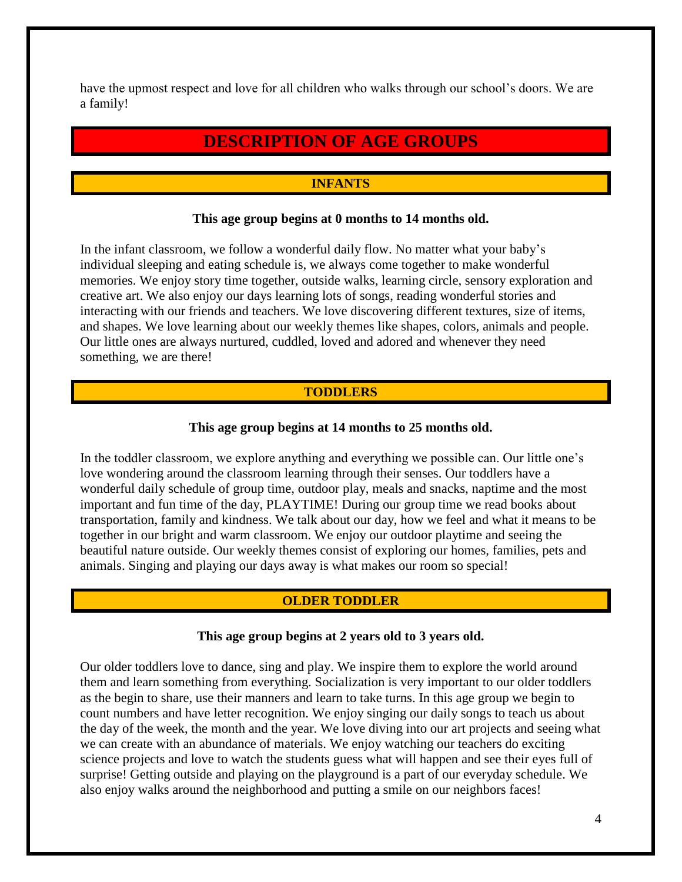have the upmost respect and love for all children who walks through our school's doors. We are a family!

# DESCRIPTION OF AGE GROUPS

## INFANTS

**This age group begins at 0 months to 14 months old.**

In the infant classroom, we follow a wonderful daily flow. No matter what your baby's individual sleeping and eating schedule is, we always come together to make wonderful memories. We enjoy story time together, outside walks, learning circle, sensory exploration and creative art. We also enjoy our days learning lots of songs, reading wonderful stories and interacting with our friends and teachers. We love discovering different textures, size of items, and shapes. We love learning about our weekly themes like shapes, colors, animals and people. Our little ones are always nurtured, cuddled, loved and adored and whenever they need something, we are there!

## TODDLERS

**This age group begins at 14 months to 25 months old.**

In the toddler classroom, we explore anything and everything we possible can. Our little one's love wondering around the classroom learning through their senses. Our toddlers have a wonderful daily schedule of group time, outdoor play, meals and snacks, naptime and the most important and fun time of the day, PLAYTIME! During our group time we read books about transportation, family and kindness. We talk about our day, how we feel and what it means to be together in our bright and warm classroom. We enjoy our outdoor playtime and seeing the beautiful nature outside. Our weekly themes consist of exploring our homes, families, pets and animals. Singing and playing our days away is what makes our room so special!

## OLDER TODDLER

**This age group begins at 2 years old to 3 years old.**

Our older toddlers love to dance, sing and play. We inspire them to explore the world around them and learn something from everything. Socialization is very important to our older toddlers as the begin to share, use their manners and learn to take turns. In this age group we begin to count numbers and have letter recognition. We enjoy singing our daily songs to teach us about the day of the week, the month and the year. We love diving into our art projects and seeing what we can create with an abundance of materials. We enjoy watching our teachers do exciting science projects and love to watch the students guess what will happen and see their eyes full of surprise! Getting outside and playing on the playground is a part of our everyday schedule. We also enjoy walks around the neighborhood and putting a smile on our neighbors faces!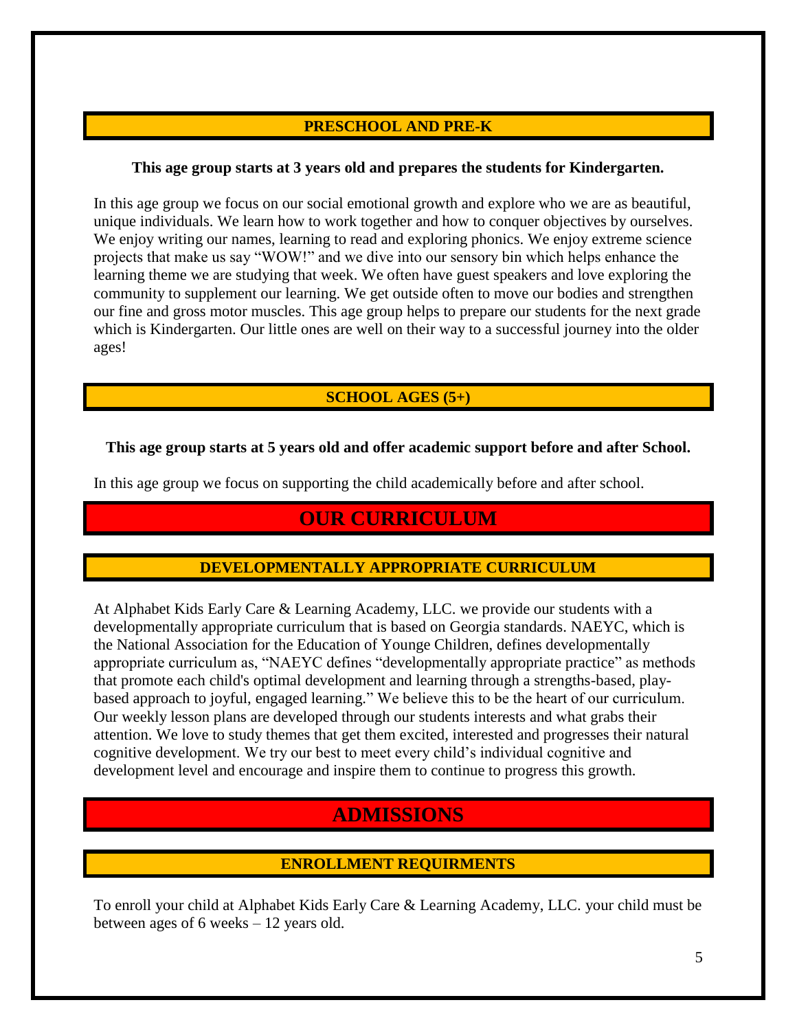### PRESCHOOL AND PRE-K

**This age group starts at 3 years old and prepares the students for Kindergarten.**

In this age group we focus on our social emotional growth and explore who we are as beautiful, unique individuals. We learn how to work together and how to conquer objectives by ourselves. We enjoy writing our names, learning to read and exploring phonics. We enjoy extreme science projects that make us say "WOW!" and we dive into our sensory bin which helps enhance the learning theme we are studying that week. We often have guest speakers and love exploring the community to supplement our learning. We get outside often to move our bodies and strengthen our fine and gross motor muscles. This age group helps to prepare our students for the next grade which is Kindergarten. Our little ones are well on their way to a successful journey into the older ages!

### SCHOOL AGES (5+)

**This age group starts at 5 years old and offer academic support before and after School.**

In this age group we focus on supporting the child academically before and after school.

## OUR CURRICULUM

### DEVELOPMENTALLY APPROPRIATE CURRICULUM

At Alphabet Kids Early Care & Learning Academy, LLC. we provide our students with a developmentally appropriate curriculum that is based on Georgia standards. NAEYC, which is the National Association for the Education of Younge Children, defines developmentally appropriate curriculum as, "NAEYC defines "developmentally appropriate practice" as methods that promote each child's optimal development and learning through a strengths-based, play-based approach to joyful, engaged learning." We believe this to be the heart of our curriculum. Our weekly lesson plans are developed through our students interests and what grabs their attention. We love to study themes that get them excited, interested and progresses their natural cognitive development. We try our best to meet every child's individual cognitive and development level and encourage and inspire them to continue to progress this growth.

## ADMISSIONS

### ENROLLMENT REQUIRMENTS

To enroll your child at Alphabet Kids Early Care & Learning Academy, LLC. your child must be between ages of 6 weeks – 12 years old.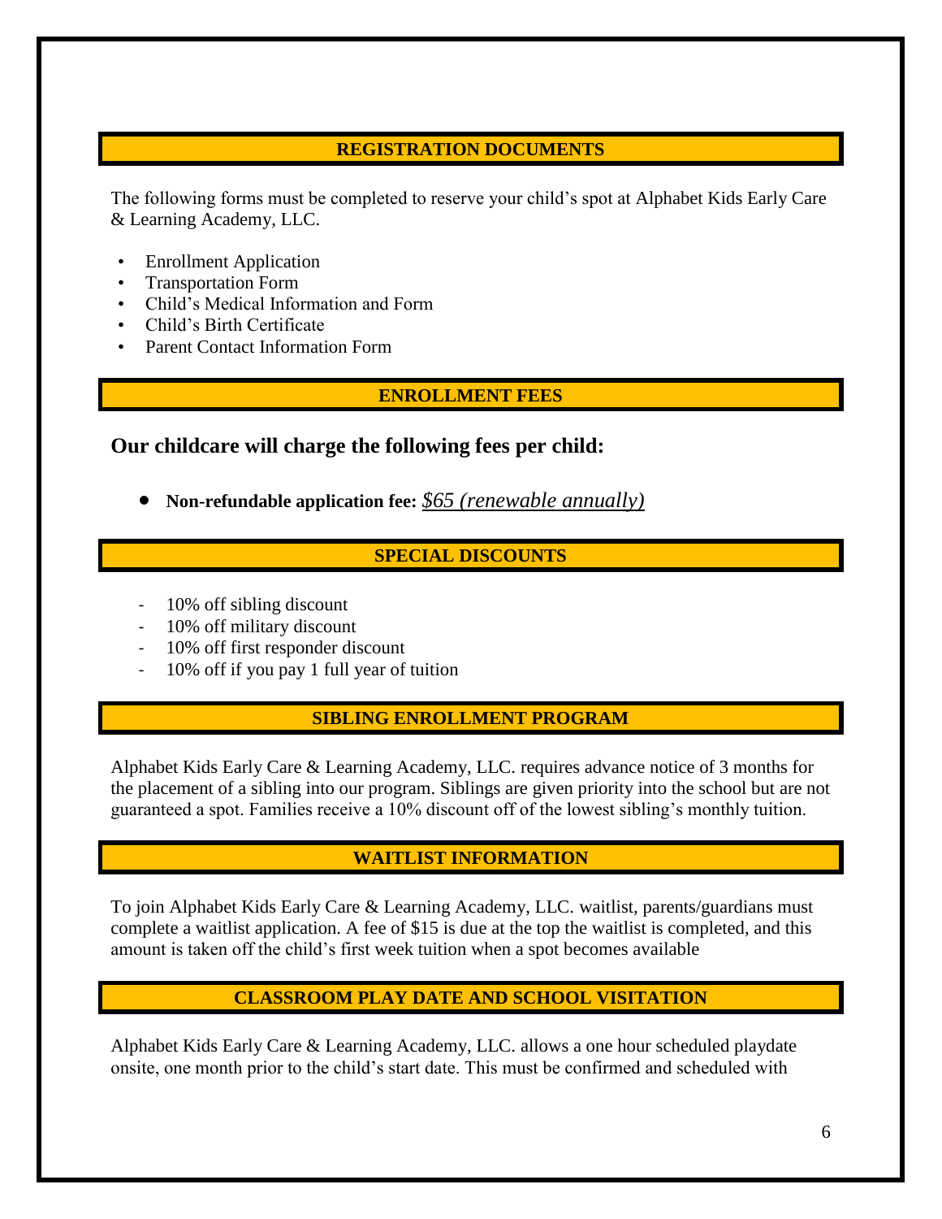## REGISTRATION DOCUMENTS

The following forms must be completed to reserve your child's spot at Alphabet Kids Early Care & Learning Academy, LLC.

- Enrollment Application
- Transportation Form
- Child's Medical Information and Form
- Child's Birth Certificate
- Parent Contact Information Form

## ENROLLMENT FEES

### Our childcare will charge the following fees per child:

- **Non-refundable application fee:** *$65 (renewable annually)*

## SPECIAL DISCOUNTS

- 10% off sibling discount
- 10% off military discount
- 10% off first responder discount
- 10% off if you pay 1 full year of tuition

## SIBLING ENROLLMENT PROGRAM

Alphabet Kids Early Care & Learning Academy, LLC. requires advance notice of 3 months for the placement of a sibling into our program. Siblings are given priority into the school but are not guaranteed a spot. Families receive a 10% discount off of the lowest sibling's monthly tuition.

## WAITLIST INFORMATION

To join Alphabet Kids Early Care & Learning Academy, LLC. waitlist, parents/guardians must complete a waitlist application. A fee of $15 is due at the top the waitlist is completed, and this amount is taken off the child's first week tuition when a spot becomes available

## CLASSROOM PLAY DATE AND SCHOOL VISITATION

Alphabet Kids Early Care & Learning Academy, LLC. allows a one hour scheduled playdate onsite, one month prior to the child's start date. This must be confirmed and scheduled with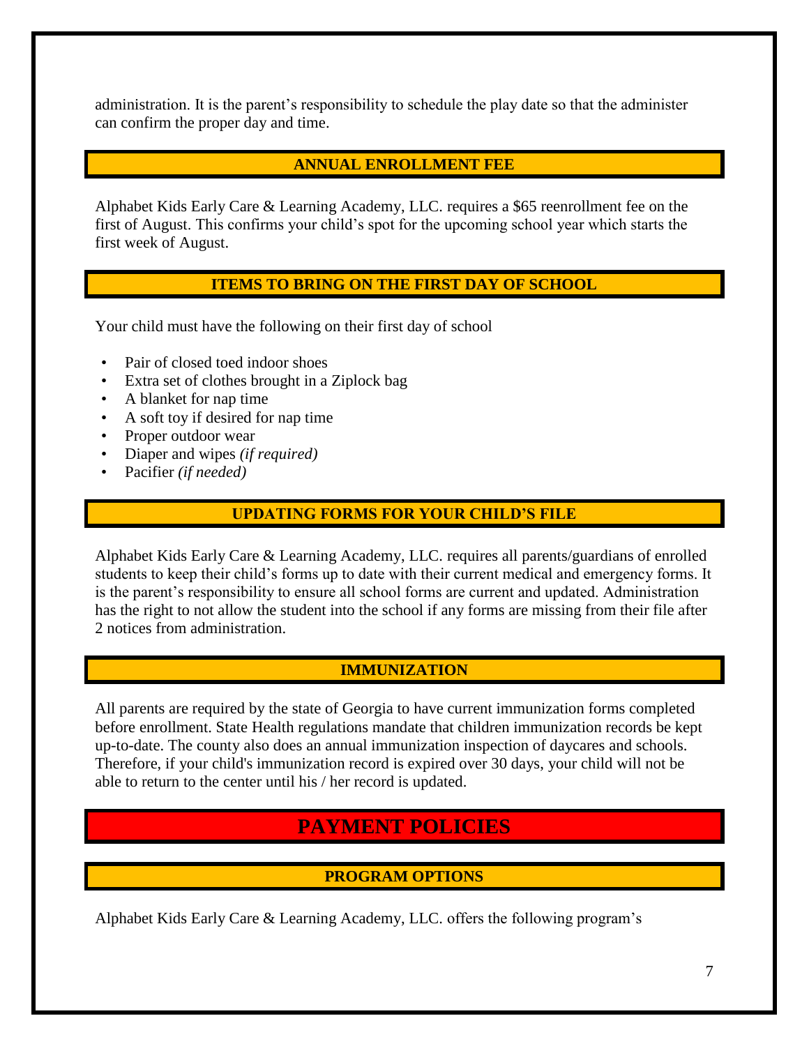administration. It is the parent's responsibility to schedule the play date so that the administer can confirm the proper day and time.

### ANNUAL ENROLLMENT FEE

Alphabet Kids Early Care & Learning Academy, LLC. requires a $65 reenrollment fee on the first of August. This confirms your child's spot for the upcoming school year which starts the first week of August.

### ITEMS TO BRING ON THE FIRST DAY OF SCHOOL

Your child must have the following on their first day of school

- Pair of closed toed indoor shoes
- Extra set of clothes brought in a Ziplock bag
- A blanket for nap time
- A soft toy if desired for nap time
- Proper outdoor wear
- Diaper and wipes *(if required)*
- Pacifier *(if needed)*

### UPDATING FORMS FOR YOUR CHILD'S FILE

Alphabet Kids Early Care & Learning Academy, LLC. requires all parents/guardians of enrolled students to keep their child's forms up to date with their current medical and emergency forms. It is the parent's responsibility to ensure all school forms are current and updated. Administration has the right to not allow the student into the school if any forms are missing from their file after 2 notices from administration.

### IMMUNIZATION

All parents are required by the state of Georgia to have current immunization forms completed before enrollment. State Health regulations mandate that children immunization records be kept up-to-date. The county also does an annual immunization inspection of daycares and schools. Therefore, if your child's immunization record is expired over 30 days, your child will not be able to return to the center until his / her record is updated.

## PAYMENT POLICIES

### PROGRAM OPTIONS

Alphabet Kids Early Care & Learning Academy, LLC. offers the following program's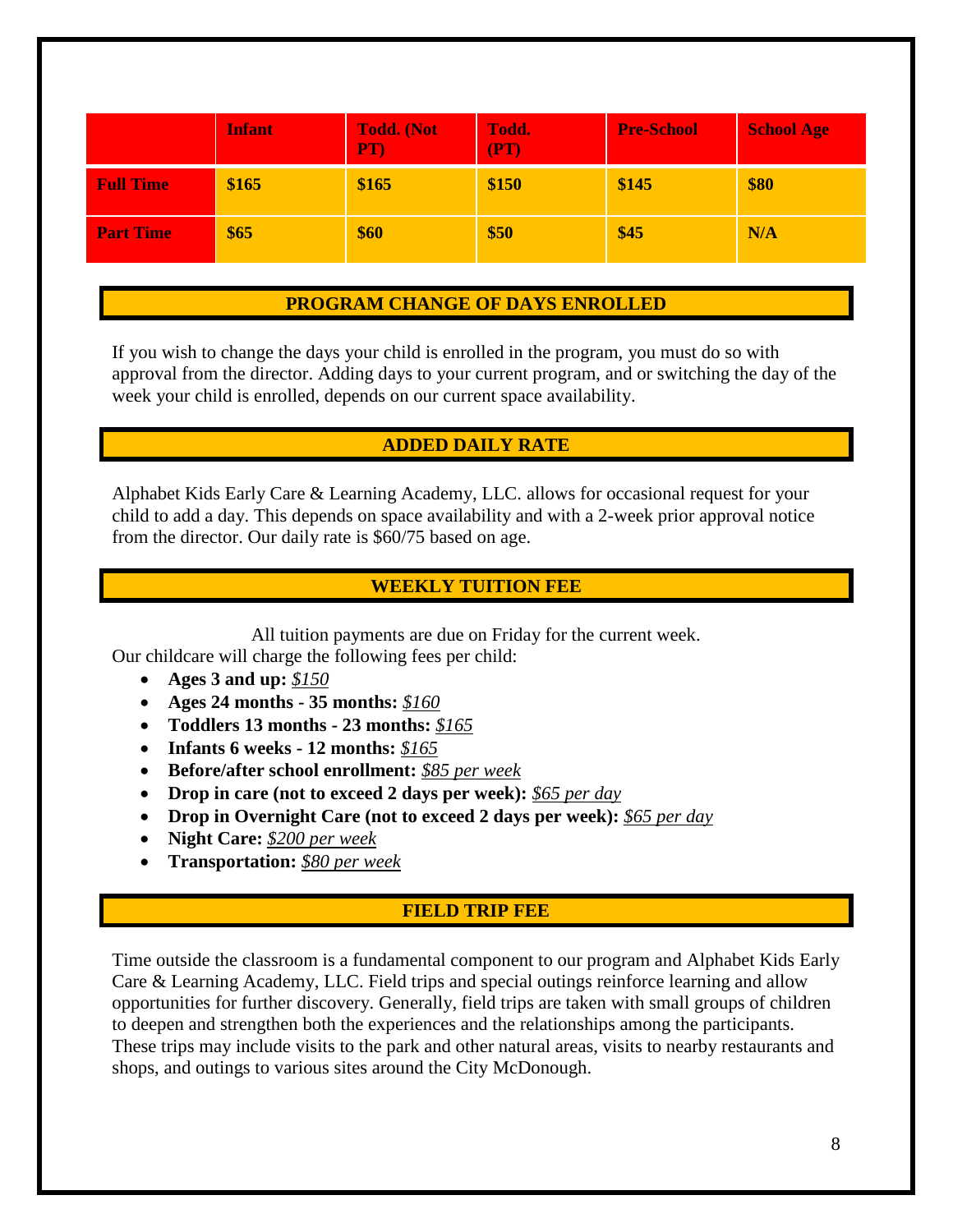|  | Infant | Todd. (Not PT) | Todd. (PT) | Pre-School | School Age |
| --- | --- | --- | --- | --- | --- |
| **Full Time** | $165 | $165 | $150 | $145 | $80 |
| **Part Time** | $65 | $60 | $50 | $45 | N/A |

## PROGRAM CHANGE OF DAYS ENROLLED

If you wish to change the days your child is enrolled in the program, you must do so with approval from the director. Adding days to your current program, and or switching the day of the week your child is enrolled, depends on our current space availability.

## ADDED DAILY RATE

Alphabet Kids Early Care & Learning Academy, LLC. allows for occasional request for your child to add a day. This depends on space availability and with a 2-week prior approval notice from the director. Our daily rate is $60/75 based on age.

## WEEKLY TUITION FEE

All tuition payments are due on Friday for the current week.

Our childcare will charge the following fees per child:

- **Ages 3 and up:** _$150_
- **Ages 24 months - 35 months:** _$160_
- **Toddlers 13 months - 23 months:** _$165_
- **Infants 6 weeks - 12 months:** _$165_
- **Before/after school enrollment:** _$85 per week_
- **Drop in care (not to exceed 2 days per week):** _$65 per day_
- **Drop in Overnight Care (not to exceed 2 days per week):** _$65 per day_
- **Night Care:** _$200 per week_
- **Transportation:** _$80 per week_

## FIELD TRIP FEE

Time outside the classroom is a fundamental component to our program and Alphabet Kids Early Care & Learning Academy, LLC. Field trips and special outings reinforce learning and allow opportunities for further discovery. Generally, field trips are taken with small groups of children to deepen and strengthen both the experiences and the relationships among the participants. These trips may include visits to the park and other natural areas, visits to nearby restaurants and shops, and outings to various sites around the City McDonough.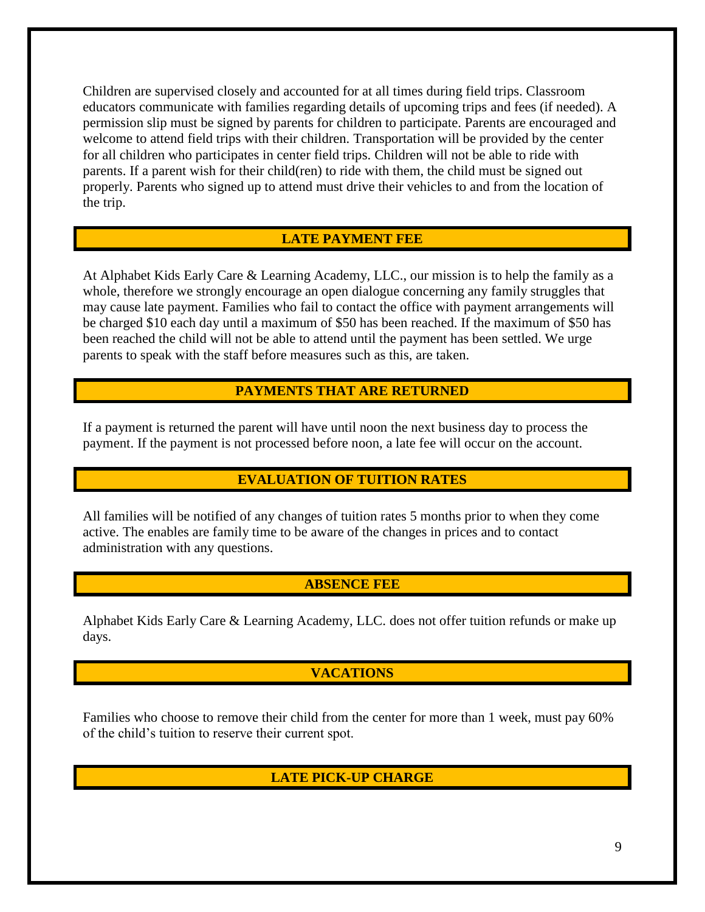Children are supervised closely and accounted for at all times during field trips. Classroom educators communicate with families regarding details of upcoming trips and fees (if needed). A permission slip must be signed by parents for children to participate. Parents are encouraged and welcome to attend field trips with their children. Transportation will be provided by the center for all children who participates in center field trips. Children will not be able to ride with parents. If a parent wish for their child(ren) to ride with them, the child must be signed out properly. Parents who signed up to attend must drive their vehicles to and from the location of the trip.

## LATE PAYMENT FEE

At Alphabet Kids Early Care & Learning Academy, LLC., our mission is to help the family as a whole, therefore we strongly encourage an open dialogue concerning any family struggles that may cause late payment. Families who fail to contact the office with payment arrangements will be charged $10 each day until a maximum of $50 has been reached. If the maximum of $50 has been reached the child will not be able to attend until the payment has been settled. We urge parents to speak with the staff before measures such as this, are taken.

## PAYMENTS THAT ARE RETURNED

If a payment is returned the parent will have until noon the next business day to process the payment. If the payment is not processed before noon, a late fee will occur on the account.

## EVALUATION OF TUITION RATES

All families will be notified of any changes of tuition rates 5 months prior to when they come active. The enables are family time to be aware of the changes in prices and to contact administration with any questions.

## ABSENCE FEE

Alphabet Kids Early Care & Learning Academy, LLC. does not offer tuition refunds or make up days.

## VACATIONS

Families who choose to remove their child from the center for more than 1 week, must pay 60% of the child's tuition to reserve their current spot.

## LATE PICK-UP CHARGE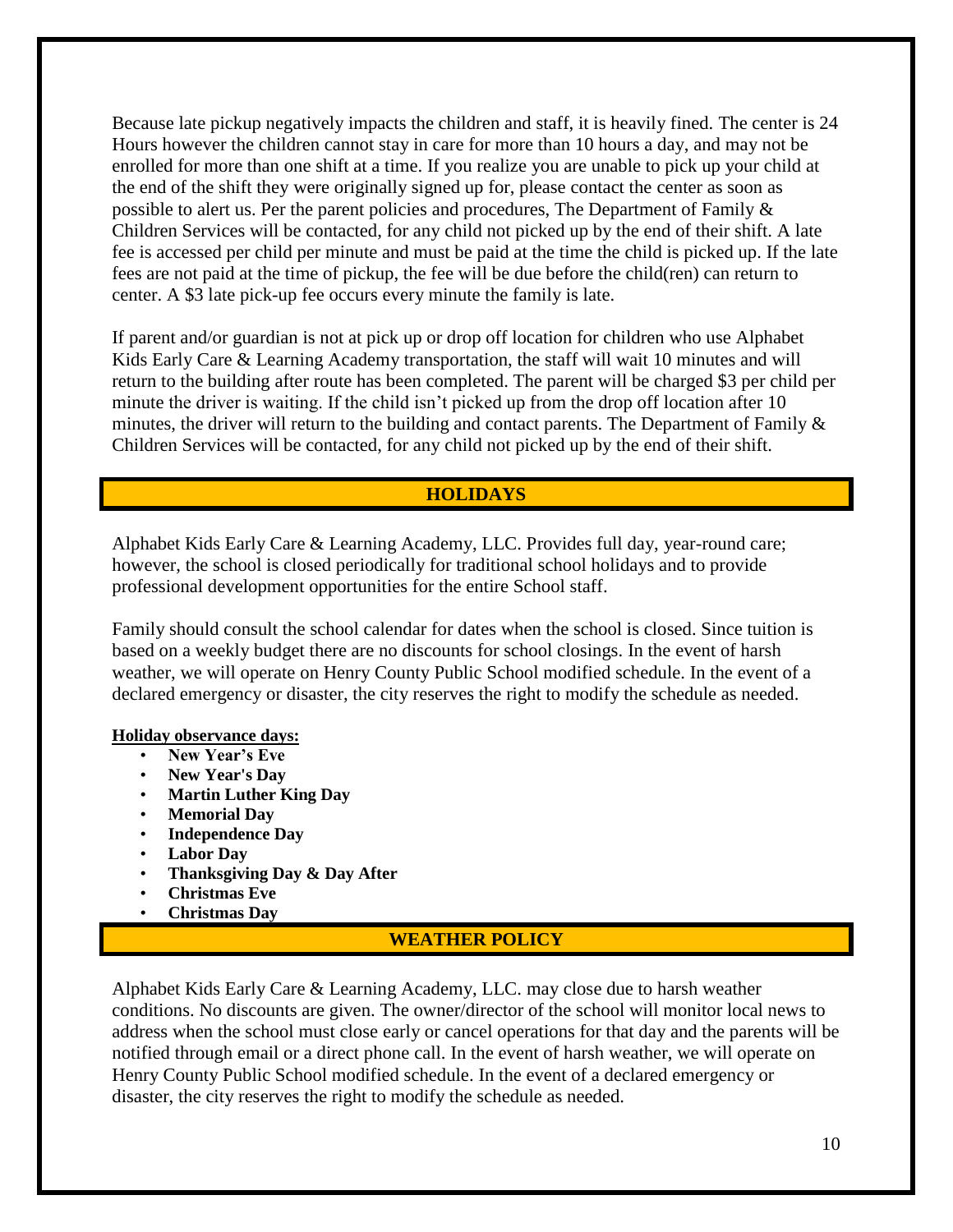Because late pickup negatively impacts the children and staff, it is heavily fined. The center is 24 Hours however the children cannot stay in care for more than 10 hours a day, and may not be enrolled for more than one shift at a time. If you realize you are unable to pick up your child at the end of the shift they were originally signed up for, please contact the center as soon as possible to alert us. Per the parent policies and procedures, The Department of Family & Children Services will be contacted, for any child not picked up by the end of their shift. A late fee is accessed per child per minute and must be paid at the time the child is picked up. If the late fees are not paid at the time of pickup, the fee will be due before the child(ren) can return to center. A $3 late pick-up fee occurs every minute the family is late.

If parent and/or guardian is not at pick up or drop off location for children who use Alphabet Kids Early Care & Learning Academy transportation, the staff will wait 10 minutes and will return to the building after route has been completed. The parent will be charged $3 per child per minute the driver is waiting. If the child isn't picked up from the drop off location after 10 minutes, the driver will return to the building and contact parents. The Department of Family & Children Services will be contacted, for any child not picked up by the end of their shift.

## HOLIDAYS

Alphabet Kids Early Care & Learning Academy, LLC. Provides full day, year-round care; however, the school is closed periodically for traditional school holidays and to provide professional development opportunities for the entire School staff.

Family should consult the school calendar for dates when the school is closed. Since tuition is based on a weekly budget there are no discounts for school closings. In the event of harsh weather, we will operate on Henry County Public School modified schedule. In the event of a declared emergency or disaster, the city reserves the right to modify the schedule as needed.

**Holiday observance days:**

- **New Year's Eve**
- **New Year's Day**
- **Martin Luther King Day**
- **Memorial Day**
- **Independence Day**
- **Labor Day**
- **Thanksgiving Day & Day After**
- **Christmas Eve**
- **Christmas Day**

## WEATHER POLICY

Alphabet Kids Early Care & Learning Academy, LLC. may close due to harsh weather conditions. No discounts are given. The owner/director of the school will monitor local news to address when the school must close early or cancel operations for that day and the parents will be notified through email or a direct phone call. In the event of harsh weather, we will operate on Henry County Public School modified schedule. In the event of a declared emergency or disaster, the city reserves the right to modify the schedule as needed.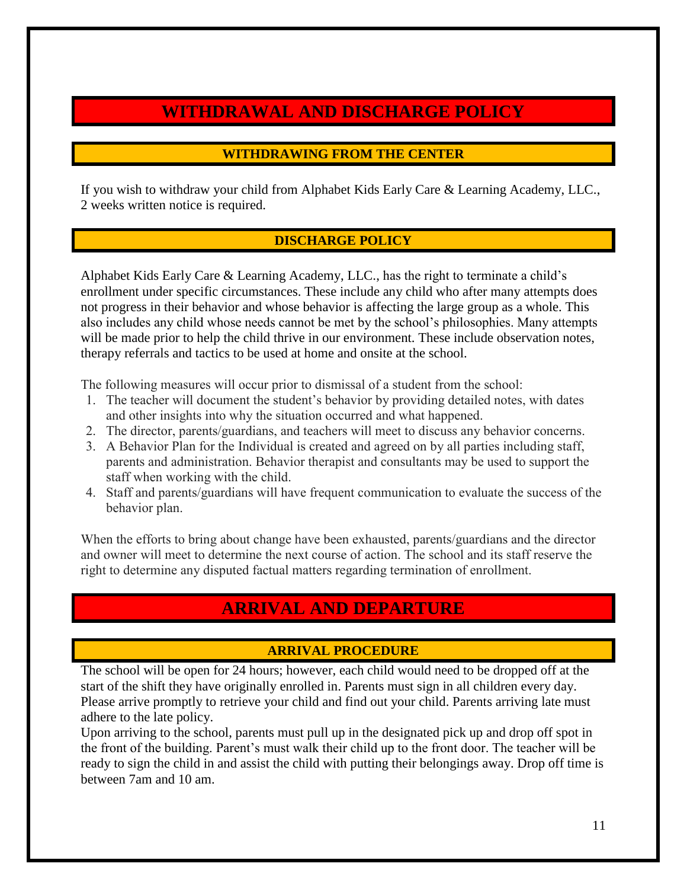# WITHDRAWAL AND DISCHARGE POLICY

## WITHDRAWING FROM THE CENTER

If you wish to withdraw your child from Alphabet Kids Early Care & Learning Academy, LLC., 2 weeks written notice is required.

## DISCHARGE POLICY

Alphabet Kids Early Care & Learning Academy, LLC., has the right to terminate a child's enrollment under specific circumstances. These include any child who after many attempts does not progress in their behavior and whose behavior is affecting the large group as a whole. This also includes any child whose needs cannot be met by the school's philosophies. Many attempts will be made prior to help the child thrive in our environment. These include observation notes, therapy referrals and tactics to be used at home and onsite at the school.

The following measures will occur prior to dismissal of a student from the school:

1. The teacher will document the student's behavior by providing detailed notes, with dates and other insights into why the situation occurred and what happened.
2. The director, parents/guardians, and teachers will meet to discuss any behavior concerns.
3. A Behavior Plan for the Individual is created and agreed on by all parties including staff, parents and administration. Behavior therapist and consultants may be used to support the staff when working with the child.
4. Staff and parents/guardians will have frequent communication to evaluate the success of the behavior plan.

When the efforts to bring about change have been exhausted, parents/guardians and the director and owner will meet to determine the next course of action. The school and its staff reserve the right to determine any disputed factual matters regarding termination of enrollment.

# ARRIVAL AND DEPARTURE

## ARRIVAL PROCEDURE

The school will be open for 24 hours; however, each child would need to be dropped off at the start of the shift they have originally enrolled in. Parents must sign in all children every day. Please arrive promptly to retrieve your child and find out your child. Parents arriving late must adhere to the late policy.

Upon arriving to the school, parents must pull up in the designated pick up and drop off spot in the front of the building. Parent's must walk their child up to the front door. The teacher will be ready to sign the child in and assist the child with putting their belongings away. Drop off time is between 7am and 10 am.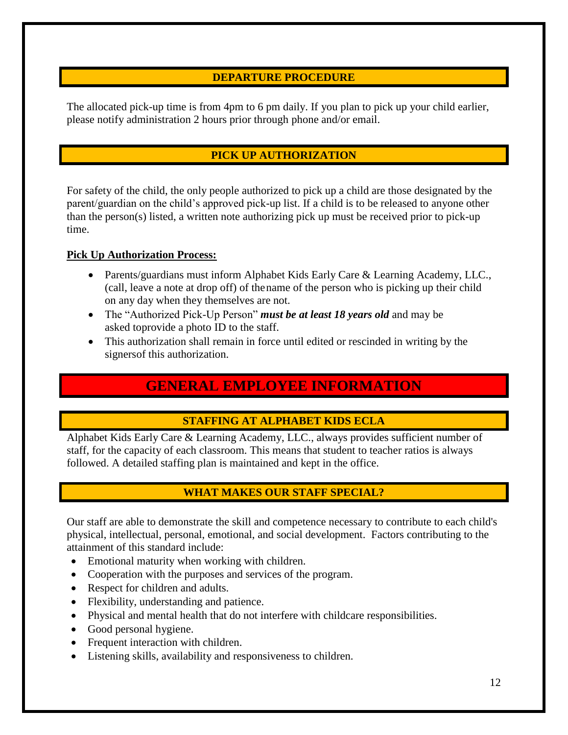## DEPARTURE PROCEDURE

The allocated pick-up time is from 4pm to 6 pm daily. If you plan to pick up your child earlier, please notify administration 2 hours prior through phone and/or email.

## PICK UP AUTHORIZATION

For safety of the child, the only people authorized to pick up a child are those designated by the parent/guardian on the child's approved pick-up list. If a child is to be released to anyone other than the person(s) listed, a written note authorizing pick up must be received prior to pick-up time.

**Pick Up Authorization Process:**

- Parents/guardians must inform Alphabet Kids Early Care & Learning Academy, LLC., (call, leave a note at drop off) of thename of the person who is picking up their child on any day when they themselves are not.
- The "Authorized Pick-Up Person" ***must be at least 18 years old*** and may be asked toprovide a photo ID to the staff.
- This authorization shall remain in force until edited or rescinded in writing by the signersof this authorization.

# GENERAL EMPLOYEE INFORMATION

## STAFFING AT ALPHABET KIDS ECLA

Alphabet Kids Early Care & Learning Academy, LLC., always provides sufficient number of staff, for the capacity of each classroom. This means that student to teacher ratios is always followed. A detailed staffing plan is maintained and kept in the office.

## WHAT MAKES OUR STAFF SPECIAL?

Our staff are able to demonstrate the skill and competence necessary to contribute to each child's physical, intellectual, personal, emotional, and social development. Factors contributing to the attainment of this standard include:

- Emotional maturity when working with children.
- Cooperation with the purposes and services of the program.
- Respect for children and adults.
- Flexibility, understanding and patience.
- Physical and mental health that do not interfere with childcare responsibilities.
- Good personal hygiene.
- Frequent interaction with children.
- Listening skills, availability and responsiveness to children.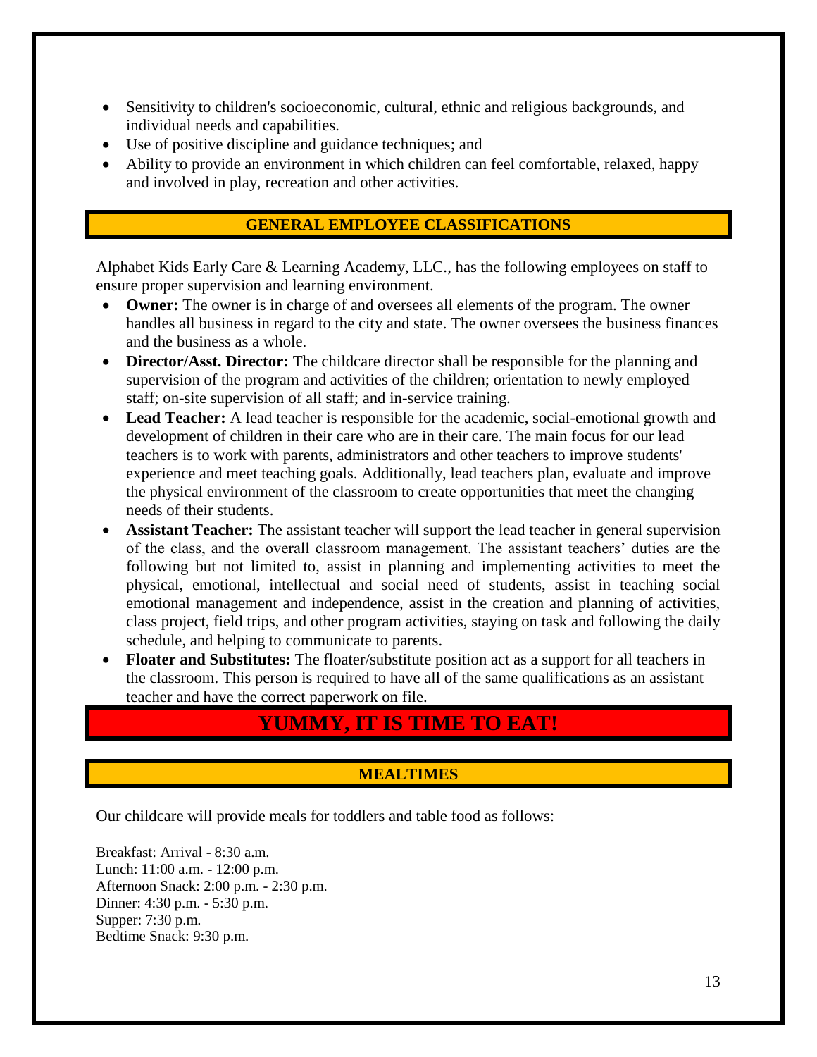- Sensitivity to children's socioeconomic, cultural, ethnic and religious backgrounds, and individual needs and capabilities.
- Use of positive discipline and guidance techniques; and
- Ability to provide an environment in which children can feel comfortable, relaxed, happy and involved in play, recreation and other activities.

## GENERAL EMPLOYEE CLASSIFICATIONS

Alphabet Kids Early Care & Learning Academy, LLC., has the following employees on staff to ensure proper supervision and learning environment.

- **Owner:** The owner is in charge of and oversees all elements of the program. The owner handles all business in regard to the city and state. The owner oversees the business finances and the business as a whole.
- **Director/Asst. Director:** The childcare director shall be responsible for the planning and supervision of the program and activities of the children; orientation to newly employed staff; on-site supervision of all staff; and in-service training.
- **Lead Teacher:** A lead teacher is responsible for the academic, social-emotional growth and development of children in their care who are in their care. The main focus for our lead teachers is to work with parents, administrators and other teachers to improve students' experience and meet teaching goals. Additionally, lead teachers plan, evaluate and improve the physical environment of the classroom to create opportunities that meet the changing needs of their students.
- **Assistant Teacher:** The assistant teacher will support the lead teacher in general supervision of the class, and the overall classroom management. The assistant teachers' duties are the following but not limited to, assist in planning and implementing activities to meet the physical, emotional, intellectual and social need of students, assist in teaching social emotional management and independence, assist in the creation and planning of activities, class project, field trips, and other program activities, staying on task and following the daily schedule, and helping to communicate to parents.
- **Floater and Substitutes:** The floater/substitute position act as a support for all teachers in the classroom. This person is required to have all of the same qualifications as an assistant teacher and have the correct paperwork on file.

# YUMMY, IT IS TIME TO EAT!

## MEALTIMES

Our childcare will provide meals for toddlers and table food as follows:

Breakfast: Arrival - 8:30 a.m.
Lunch: 11:00 a.m. - 12:00 p.m.
Afternoon Snack: 2:00 p.m. - 2:30 p.m.
Dinner: 4:30 p.m. - 5:30 p.m.
Supper: 7:30 p.m.
Bedtime Snack: 9:30 p.m.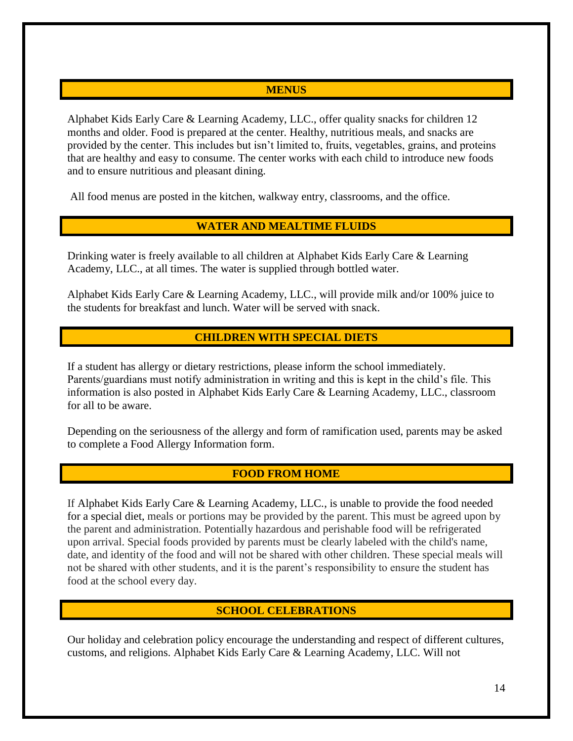## MENUS

Alphabet Kids Early Care & Learning Academy, LLC., offer quality snacks for children 12 months and older. Food is prepared at the center. Healthy, nutritious meals, and snacks are provided by the center. This includes but isn't limited to, fruits, vegetables, grains, and proteins that are healthy and easy to consume. The center works with each child to introduce new foods and to ensure nutritious and pleasant dining.

All food menus are posted in the kitchen, walkway entry, classrooms, and the office.

## WATER AND MEALTIME FLUIDS

Drinking water is freely available to all children at Alphabet Kids Early Care & Learning Academy, LLC., at all times. The water is supplied through bottled water.

Alphabet Kids Early Care & Learning Academy, LLC., will provide milk and/or 100% juice to the students for breakfast and lunch. Water will be served with snack.

## CHILDREN WITH SPECIAL DIETS

If a student has allergy or dietary restrictions, please inform the school immediately. Parents/guardians must notify administration in writing and this is kept in the child's file. This information is also posted in Alphabet Kids Early Care & Learning Academy, LLC., classroom for all to be aware.

Depending on the seriousness of the allergy and form of ramification used, parents may be asked to complete a Food Allergy Information form.

## FOOD FROM HOME

If Alphabet Kids Early Care & Learning Academy, LLC., is unable to provide the food needed for a special diet, meals or portions may be provided by the parent. This must be agreed upon by the parent and administration. Potentially hazardous and perishable food will be refrigerated upon arrival. Special foods provided by parents must be clearly labeled with the child's name, date, and identity of the food and will not be shared with other children. These special meals will not be shared with other students, and it is the parent's responsibility to ensure the student has food at the school every day.

## SCHOOL CELEBRATIONS

Our holiday and celebration policy encourage the understanding and respect of different cultures, customs, and religions. Alphabet Kids Early Care & Learning Academy, LLC. Will not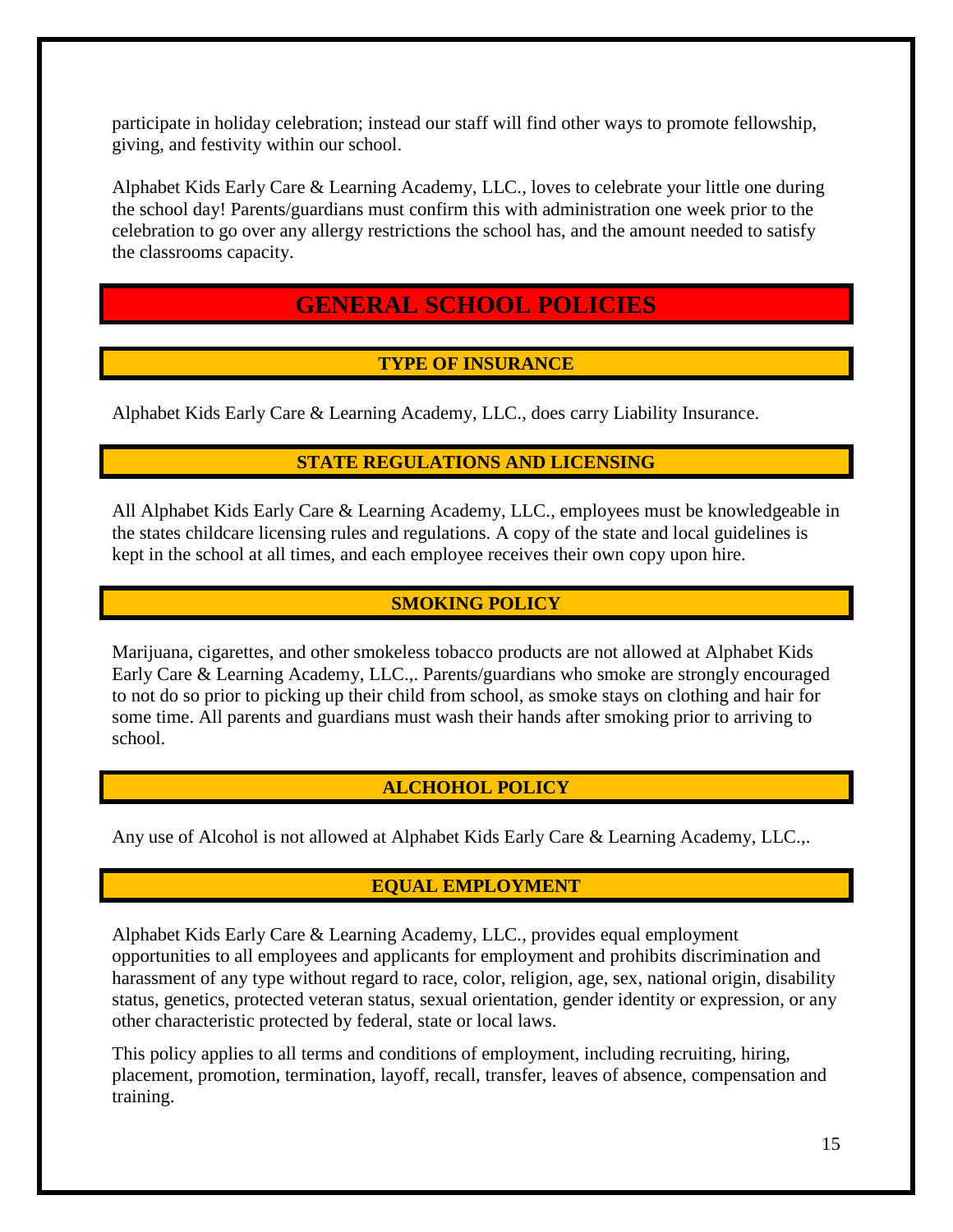participate in holiday celebration; instead our staff will find other ways to promote fellowship, giving, and festivity within our school.

Alphabet Kids Early Care & Learning Academy, LLC., loves to celebrate your little one during the school day! Parents/guardians must confirm this with administration one week prior to the celebration to go over any allergy restrictions the school has, and the amount needed to satisfy the classrooms capacity.

# GENERAL SCHOOL POLICIES

## TYPE OF INSURANCE

Alphabet Kids Early Care & Learning Academy, LLC., does carry Liability Insurance.

## STATE REGULATIONS AND LICENSING

All Alphabet Kids Early Care & Learning Academy, LLC., employees must be knowledgeable in the states childcare licensing rules and regulations. A copy of the state and local guidelines is kept in the school at all times, and each employee receives their own copy upon hire.

## SMOKING POLICY

Marijuana, cigarettes, and other smokeless tobacco products are not allowed at Alphabet Kids Early Care & Learning Academy, LLC.,. Parents/guardians who smoke are strongly encouraged to not do so prior to picking up their child from school, as smoke stays on clothing and hair for some time. All parents and guardians must wash their hands after smoking prior to arriving to school.

## ALCHOHOL POLICY

Any use of Alcohol is not allowed at Alphabet Kids Early Care & Learning Academy, LLC.,.

## EQUAL EMPLOYMENT

Alphabet Kids Early Care & Learning Academy, LLC., provides equal employment opportunities to all employees and applicants for employment and prohibits discrimination and harassment of any type without regard to race, color, religion, age, sex, national origin, disability status, genetics, protected veteran status, sexual orientation, gender identity or expression, or any other characteristic protected by federal, state or local laws.

This policy applies to all terms and conditions of employment, including recruiting, hiring, placement, promotion, termination, layoff, recall, transfer, leaves of absence, compensation and training.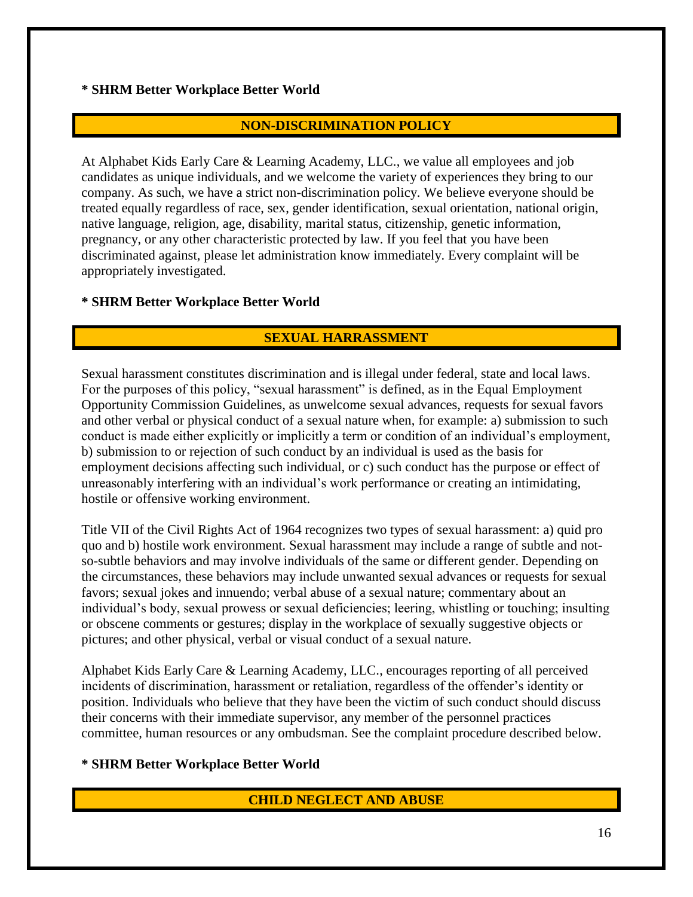**\* SHRM Better Workplace Better World**

## NON-DISCRIMINATION POLICY

At Alphabet Kids Early Care & Learning Academy, LLC., we value all employees and job candidates as unique individuals, and we welcome the variety of experiences they bring to our company. As such, we have a strict non-discrimination policy. We believe everyone should be treated equally regardless of race, sex, gender identification, sexual orientation, national origin, native language, religion, age, disability, marital status, citizenship, genetic information, pregnancy, or any other characteristic protected by law. If you feel that you have been discriminated against, please let administration know immediately. Every complaint will be appropriately investigated.

**\* SHRM Better Workplace Better World**

## SEXUAL HARRASSMENT

Sexual harassment constitutes discrimination and is illegal under federal, state and local laws. For the purposes of this policy, "sexual harassment" is defined, as in the Equal Employment Opportunity Commission Guidelines, as unwelcome sexual advances, requests for sexual favors and other verbal or physical conduct of a sexual nature when, for example: a) submission to such conduct is made either explicitly or implicitly a term or condition of an individual's employment, b) submission to or rejection of such conduct by an individual is used as the basis for employment decisions affecting such individual, or c) such conduct has the purpose or effect of unreasonably interfering with an individual's work performance or creating an intimidating, hostile or offensive working environment.

Title VII of the Civil Rights Act of 1964 recognizes two types of sexual harassment: a) quid pro quo and b) hostile work environment. Sexual harassment may include a range of subtle and not-so-subtle behaviors and may involve individuals of the same or different gender. Depending on the circumstances, these behaviors may include unwanted sexual advances or requests for sexual favors; sexual jokes and innuendo; verbal abuse of a sexual nature; commentary about an individual's body, sexual prowess or sexual deficiencies; leering, whistling or touching; insulting or obscene comments or gestures; display in the workplace of sexually suggestive objects or pictures; and other physical, verbal or visual conduct of a sexual nature.

Alphabet Kids Early Care & Learning Academy, LLC., encourages reporting of all perceived incidents of discrimination, harassment or retaliation, regardless of the offender's identity or position. Individuals who believe that they have been the victim of such conduct should discuss their concerns with their immediate supervisor, any member of the personnel practices committee, human resources or any ombudsman. See the complaint procedure described below.

**\* SHRM Better Workplace Better World**

## CHILD NEGLECT AND ABUSE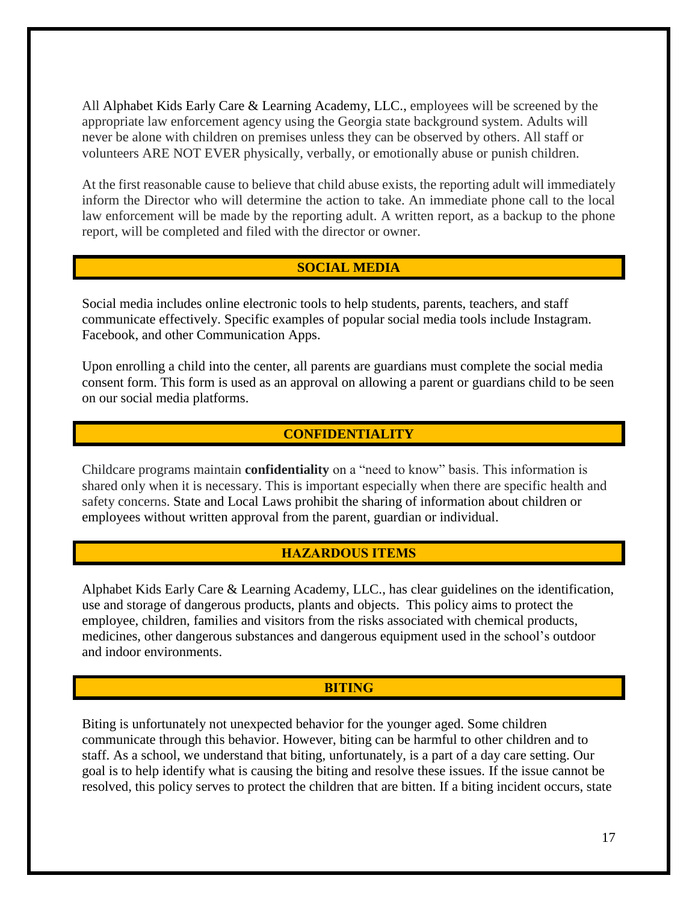All Alphabet Kids Early Care & Learning Academy, LLC., employees will be screened by the appropriate law enforcement agency using the Georgia state background system. Adults will never be alone with children on premises unless they can be observed by others. All staff or volunteers ARE NOT EVER physically, verbally, or emotionally abuse or punish children.

At the first reasonable cause to believe that child abuse exists, the reporting adult will immediately inform the Director who will determine the action to take. An immediate phone call to the local law enforcement will be made by the reporting adult. A written report, as a backup to the phone report, will be completed and filed with the director or owner.

## SOCIAL MEDIA

Social media includes online electronic tools to help students, parents, teachers, and staff communicate effectively. Specific examples of popular social media tools include Instagram. Facebook, and other Communication Apps.

Upon enrolling a child into the center, all parents are guardians must complete the social media consent form. This form is used as an approval on allowing a parent or guardians child to be seen on our social media platforms.

## CONFIDENTIALITY

Childcare programs maintain **confidentiality** on a "need to know" basis. This information is shared only when it is necessary. This is important especially when there are specific health and safety concerns. State and Local Laws prohibit the sharing of information about children or employees without written approval from the parent, guardian or individual.

## HAZARDOUS ITEMS

Alphabet Kids Early Care & Learning Academy, LLC., has clear guidelines on the identification, use and storage of dangerous products, plants and objects. This policy aims to protect the employee, children, families and visitors from the risks associated with chemical products, medicines, other dangerous substances and dangerous equipment used in the school's outdoor and indoor environments.

## BITING

Biting is unfortunately not unexpected behavior for the younger aged. Some children communicate through this behavior. However, biting can be harmful to other children and to staff. As a school, we understand that biting, unfortunately, is a part of a day care setting. Our goal is to help identify what is causing the biting and resolve these issues. If the issue cannot be resolved, this policy serves to protect the children that are bitten. If a biting incident occurs, state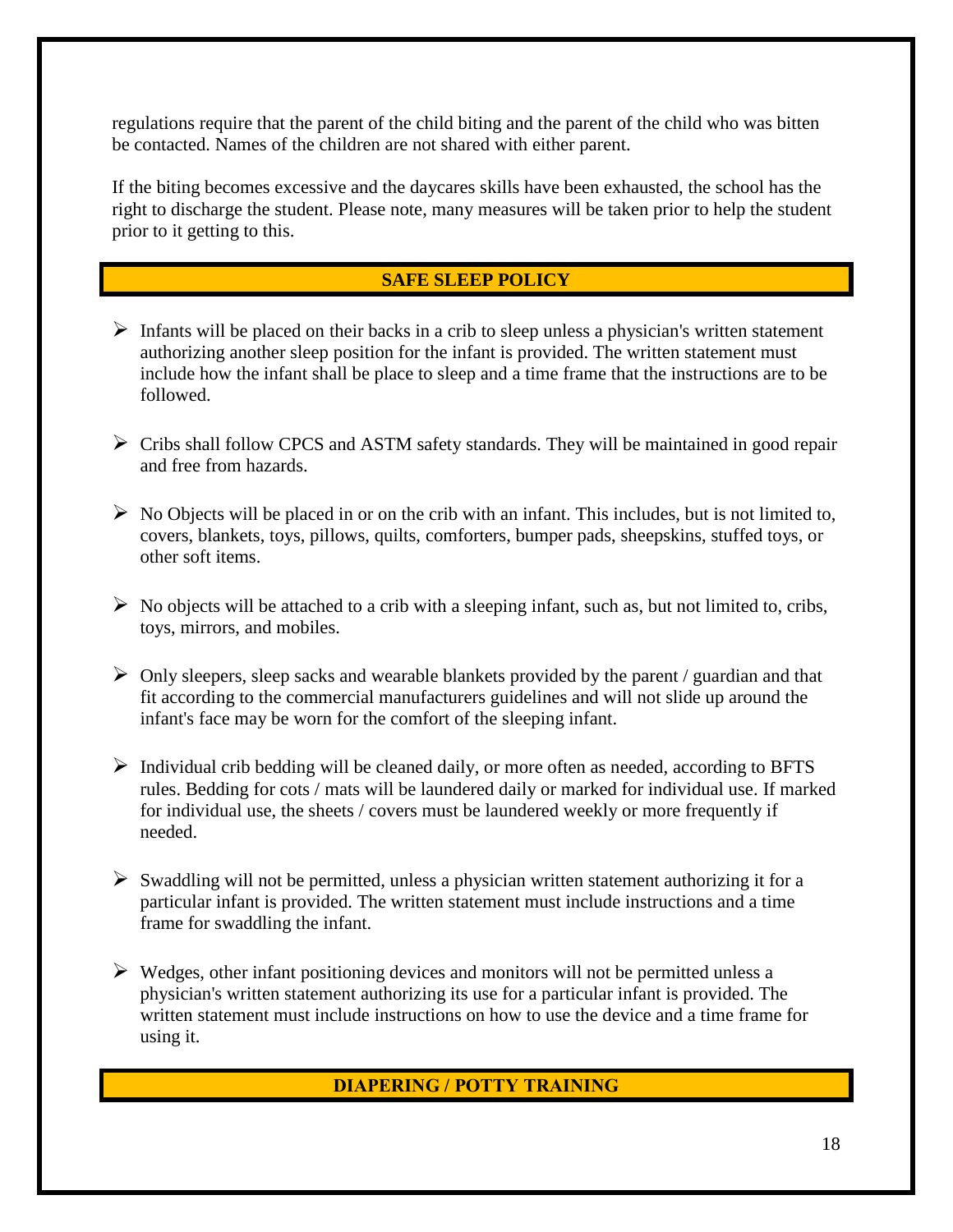regulations require that the parent of the child biting and the parent of the child who was bitten be contacted. Names of the children are not shared with either parent.

If the biting becomes excessive and the daycares skills have been exhausted, the school has the right to discharge the student. Please note, many measures will be taken prior to help the student prior to it getting to this.

## SAFE SLEEP POLICY

- Infants will be placed on their backs in a crib to sleep unless a physician's written statement authorizing another sleep position for the infant is provided. The written statement must include how the infant shall be place to sleep and a time frame that the instructions are to be followed.
- Cribs shall follow CPCS and ASTM safety standards. They will be maintained in good repair and free from hazards.
- No Objects will be placed in or on the crib with an infant. This includes, but is not limited to, covers, blankets, toys, pillows, quilts, comforters, bumper pads, sheepskins, stuffed toys, or other soft items.
- No objects will be attached to a crib with a sleeping infant, such as, but not limited to, cribs, toys, mirrors, and mobiles.
- Only sleepers, sleep sacks and wearable blankets provided by the parent / guardian and that fit according to the commercial manufacturers guidelines and will not slide up around the infant's face may be worn for the comfort of the sleeping infant.
- Individual crib bedding will be cleaned daily, or more often as needed, according to BFTS rules. Bedding for cots / mats will be laundered daily or marked for individual use. If marked for individual use, the sheets / covers must be laundered weekly or more frequently if needed.
- Swaddling will not be permitted, unless a physician written statement authorizing it for a particular infant is provided. The written statement must include instructions and a time frame for swaddling the infant.
- Wedges, other infant positioning devices and monitors will not be permitted unless a physician's written statement authorizing its use for a particular infant is provided. The written statement must include instructions on how to use the device and a time frame for using it.

## DIAPERING / POTTY TRAINING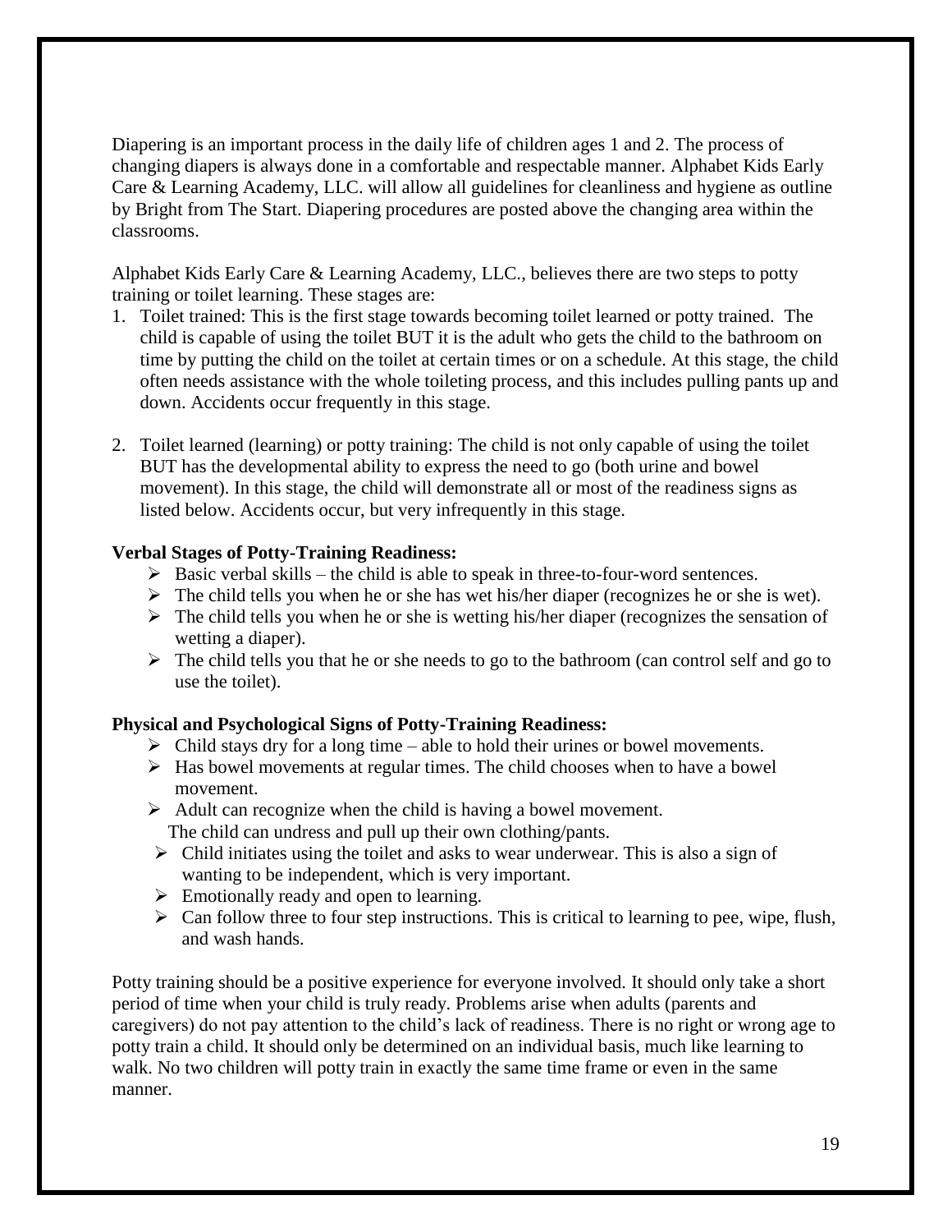Diapering is an important process in the daily life of children ages 1 and 2. The process of changing diapers is always done in a comfortable and respectable manner. Alphabet Kids Early Care & Learning Academy, LLC. will allow all guidelines for cleanliness and hygiene as outline by Bright from The Start. Diapering procedures are posted above the changing area within the classrooms.

Alphabet Kids Early Care & Learning Academy, LLC., believes there are two steps to potty training or toilet learning. These stages are:

1. Toilet trained: This is the first stage towards becoming toilet learned or potty trained. The child is capable of using the toilet BUT it is the adult who gets the child to the bathroom on time by putting the child on the toilet at certain times or on a schedule. At this stage, the child often needs assistance with the whole toileting process, and this includes pulling pants up and down. Accidents occur frequently in this stage.

2. Toilet learned (learning) or potty training: The child is not only capable of using the toilet BUT has the developmental ability to express the need to go (both urine and bowel movement). In this stage, the child will demonstrate all or most of the readiness signs as listed below. Accidents occur, but very infrequently in this stage.

**Verbal Stages of Potty-Training Readiness:**

- Basic verbal skills – the child is able to speak in three-to-four-word sentences.
- The child tells you when he or she has wet his/her diaper (recognizes he or she is wet).
- The child tells you when he or she is wetting his/her diaper (recognizes the sensation of wetting a diaper).
- The child tells you that he or she needs to go to the bathroom (can control self and go to use the toilet).

**Physical and Psychological Signs of Potty-Training Readiness:**

- Child stays dry for a long time – able to hold their urines or bowel movements.
- Has bowel movements at regular times. The child chooses when to have a bowel movement.
- Adult can recognize when the child is having a bowel movement.
  The child can undress and pull up their own clothing/pants.
- Child initiates using the toilet and asks to wear underwear. This is also a sign of wanting to be independent, which is very important.
- Emotionally ready and open to learning.
- Can follow three to four step instructions. This is critical to learning to pee, wipe, flush, and wash hands.

Potty training should be a positive experience for everyone involved. It should only take a short period of time when your child is truly ready. Problems arise when adults (parents and caregivers) do not pay attention to the child's lack of readiness. There is no right or wrong age to potty train a child. It should only be determined on an individual basis, much like learning to walk. No two children will potty train in exactly the same time frame or even in the same manner.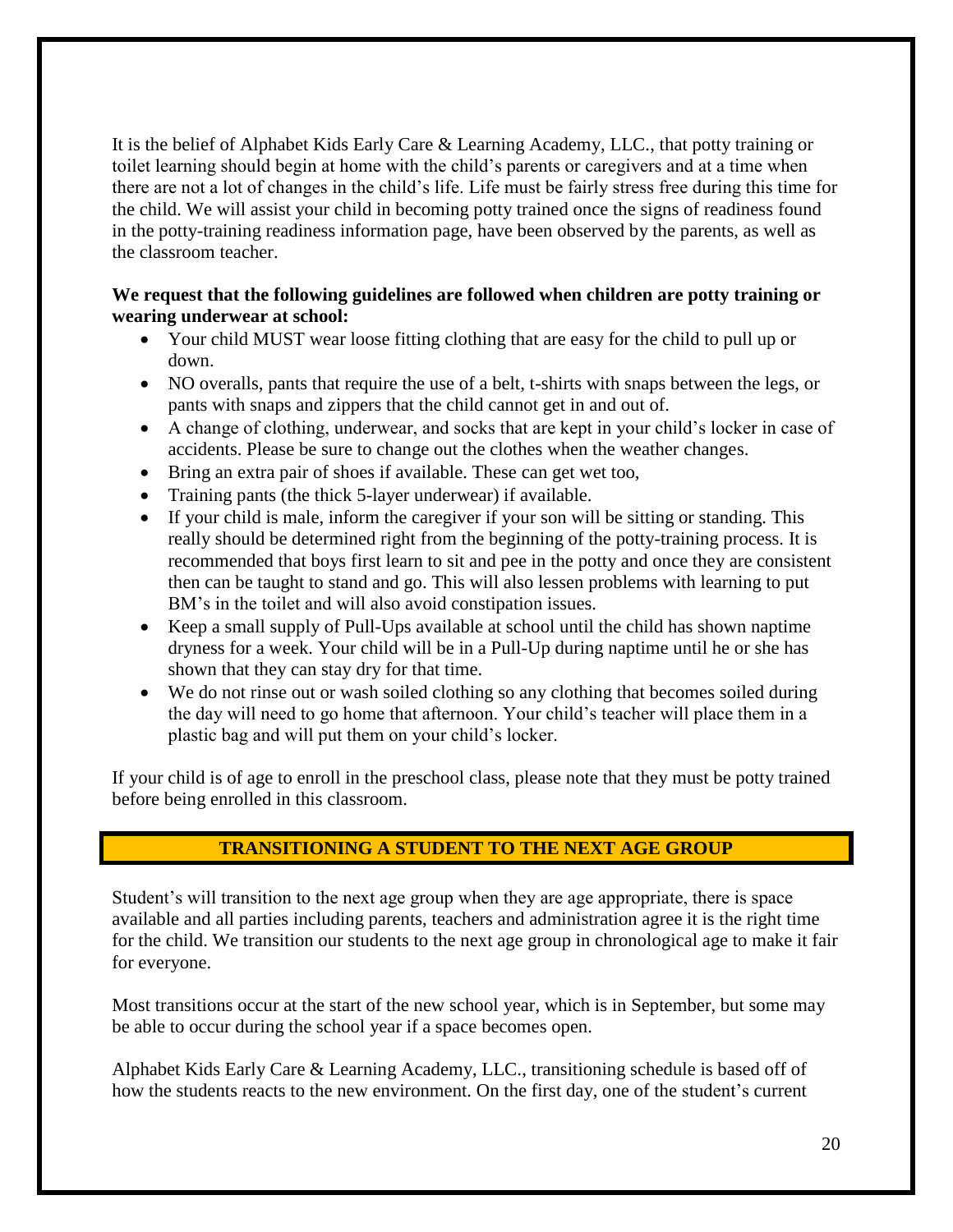It is the belief of Alphabet Kids Early Care & Learning Academy, LLC., that potty training or toilet learning should begin at home with the child's parents or caregivers and at a time when there are not a lot of changes in the child's life. Life must be fairly stress free during this time for the child. We will assist your child in becoming potty trained once the signs of readiness found in the potty-training readiness information page, have been observed by the parents, as well as the classroom teacher.

**We request that the following guidelines are followed when children are potty training or wearing underwear at school:**

- Your child MUST wear loose fitting clothing that are easy for the child to pull up or down.
- NO overalls, pants that require the use of a belt, t-shirts with snaps between the legs, or pants with snaps and zippers that the child cannot get in and out of.
- A change of clothing, underwear, and socks that are kept in your child's locker in case of accidents. Please be sure to change out the clothes when the weather changes.
- Bring an extra pair of shoes if available. These can get wet too,
- Training pants (the thick 5-layer underwear) if available.
- If your child is male, inform the caregiver if your son will be sitting or standing. This really should be determined right from the beginning of the potty-training process. It is recommended that boys first learn to sit and pee in the potty and once they are consistent then can be taught to stand and go. This will also lessen problems with learning to put BM's in the toilet and will also avoid constipation issues.
- Keep a small supply of Pull-Ups available at school until the child has shown naptime dryness for a week. Your child will be in a Pull-Up during naptime until he or she has shown that they can stay dry for that time.
- We do not rinse out or wash soiled clothing so any clothing that becomes soiled during the day will need to go home that afternoon. Your child's teacher will place them in a plastic bag and will put them on your child's locker.

If your child is of age to enroll in the preschool class, please note that they must be potty trained before being enrolled in this classroom.

## TRANSITIONING A STUDENT TO THE NEXT AGE GROUP

Student's will transition to the next age group when they are age appropriate, there is space available and all parties including parents, teachers and administration agree it is the right time for the child. We transition our students to the next age group in chronological age to make it fair for everyone.

Most transitions occur at the start of the new school year, which is in September, but some may be able to occur during the school year if a space becomes open.

Alphabet Kids Early Care & Learning Academy, LLC., transitioning schedule is based off of how the students reacts to the new environment. On the first day, one of the student's current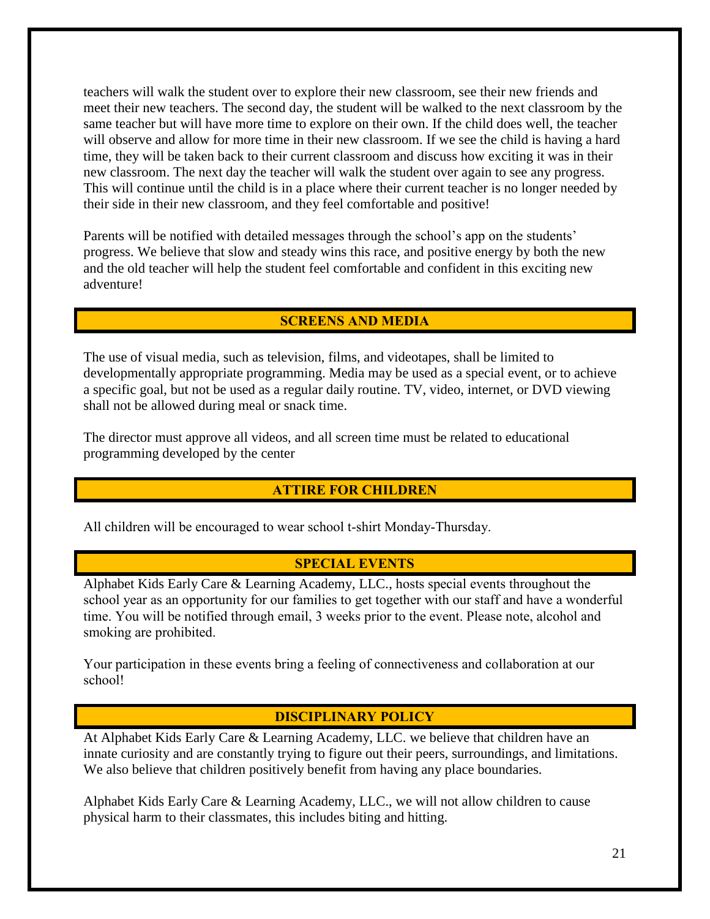teachers will walk the student over to explore their new classroom, see their new friends and meet their new teachers. The second day, the student will be walked to the next classroom by the same teacher but will have more time to explore on their own. If the child does well, the teacher will observe and allow for more time in their new classroom. If we see the child is having a hard time, they will be taken back to their current classroom and discuss how exciting it was in their new classroom. The next day the teacher will walk the student over again to see any progress. This will continue until the child is in a place where their current teacher is no longer needed by their side in their new classroom, and they feel comfortable and positive!

Parents will be notified with detailed messages through the school's app on the students' progress. We believe that slow and steady wins this race, and positive energy by both the new and the old teacher will help the student feel comfortable and confident in this exciting new adventure!

## SCREENS AND MEDIA

The use of visual media, such as television, films, and videotapes, shall be limited to developmentally appropriate programming. Media may be used as a special event, or to achieve a specific goal, but not be used as a regular daily routine. TV, video, internet, or DVD viewing shall not be allowed during meal or snack time.

The director must approve all videos, and all screen time must be related to educational programming developed by the center

## ATTIRE FOR CHILDREN

All children will be encouraged to wear school t-shirt Monday-Thursday.

## SPECIAL EVENTS

Alphabet Kids Early Care & Learning Academy, LLC., hosts special events throughout the school year as an opportunity for our families to get together with our staff and have a wonderful time. You will be notified through email, 3 weeks prior to the event. Please note, alcohol and smoking are prohibited.

Your participation in these events bring a feeling of connectiveness and collaboration at our school!

## DISCIPLINARY POLICY

At Alphabet Kids Early Care & Learning Academy, LLC. we believe that children have an innate curiosity and are constantly trying to figure out their peers, surroundings, and limitations. We also believe that children positively benefit from having any place boundaries.

Alphabet Kids Early Care & Learning Academy, LLC., we will not allow children to cause physical harm to their classmates, this includes biting and hitting.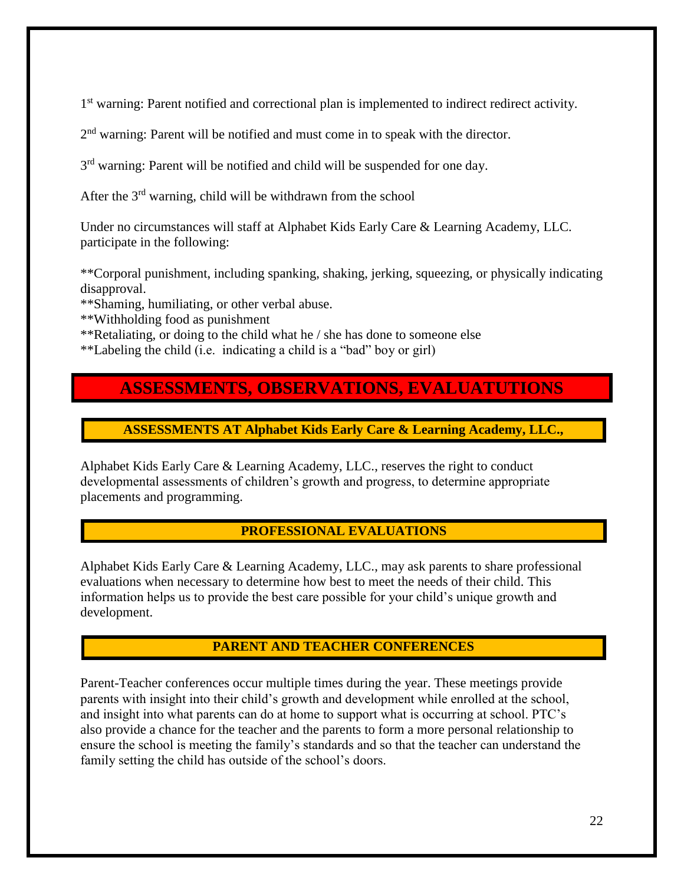1st warning: Parent notified and correctional plan is implemented to indirect redirect activity.

2nd warning: Parent will be notified and must come in to speak with the director.

3rd warning: Parent will be notified and child will be suspended for one day.

After the 3rd warning, child will be withdrawn from the school

Under no circumstances will staff at Alphabet Kids Early Care & Learning Academy, LLC. participate in the following:

**Corporal punishment, including spanking, shaking, jerking, squeezing, or physically indicating disapproval.
**Shaming, humiliating, or other verbal abuse.
**Withholding food as punishment
**Retaliating, or doing to the child what he / she has done to someone else
**Labeling the child (i.e. indicating a child is a "bad" boy or girl)

# ASSESSMENTS, OBSERVATIONS, EVALUATUTIONS

## ASSESSMENTS AT Alphabet Kids Early Care & Learning Academy, LLC.,

Alphabet Kids Early Care & Learning Academy, LLC., reserves the right to conduct developmental assessments of children's growth and progress, to determine appropriate placements and programming.

## PROFESSIONAL EVALUATIONS

Alphabet Kids Early Care & Learning Academy, LLC., may ask parents to share professional evaluations when necessary to determine how best to meet the needs of their child. This information helps us to provide the best care possible for your child's unique growth and development.

## PARENT AND TEACHER CONFERENCES

Parent-Teacher conferences occur multiple times during the year. These meetings provide parents with insight into their child's growth and development while enrolled at the school, and insight into what parents can do at home to support what is occurring at school. PTC's also provide a chance for the teacher and the parents to form a more personal relationship to ensure the school is meeting the family's standards and so that the teacher can understand the family setting the child has outside of the school's doors.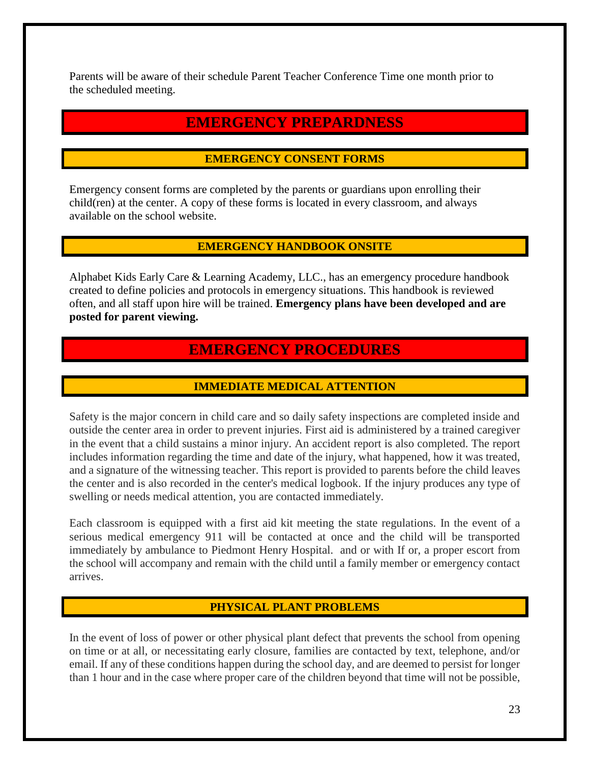Parents will be aware of their schedule Parent Teacher Conference Time one month prior to the scheduled meeting.

# EMERGENCY PREPARDNESS

## EMERGENCY CONSENT FORMS

Emergency consent forms are completed by the parents or guardians upon enrolling their child(ren) at the center. A copy of these forms is located in every classroom, and always available on the school website.

## EMERGENCY HANDBOOK ONSITE

Alphabet Kids Early Care & Learning Academy, LLC., has an emergency procedure handbook created to define policies and protocols in emergency situations. This handbook is reviewed often, and all staff upon hire will be trained. **Emergency plans have been developed and are posted for parent viewing.**

# EMERGENCY PROCEDURES

## IMMEDIATE MEDICAL ATTENTION

Safety is the major concern in child care and so daily safety inspections are completed inside and outside the center area in order to prevent injuries. First aid is administered by a trained caregiver in the event that a child sustains a minor injury. An accident report is also completed. The report includes information regarding the time and date of the injury, what happened, how it was treated, and a signature of the witnessing teacher. This report is provided to parents before the child leaves the center and is also recorded in the center's medical logbook. If the injury produces any type of swelling or needs medical attention, you are contacted immediately.

Each classroom is equipped with a first aid kit meeting the state regulations. In the event of a serious medical emergency 911 will be contacted at once and the child will be transported immediately by ambulance to Piedmont Henry Hospital.  and or with If or, a proper escort from the school will accompany and remain with the child until a family member or emergency contact arrives.

## PHYSICAL PLANT PROBLEMS

In the event of loss of power or other physical plant defect that prevents the school from opening on time or at all, or necessitating early closure, families are contacted by text, telephone, and/or email. If any of these conditions happen during the school day, and are deemed to persist for longer than 1 hour and in the case where proper care of the children beyond that time will not be possible,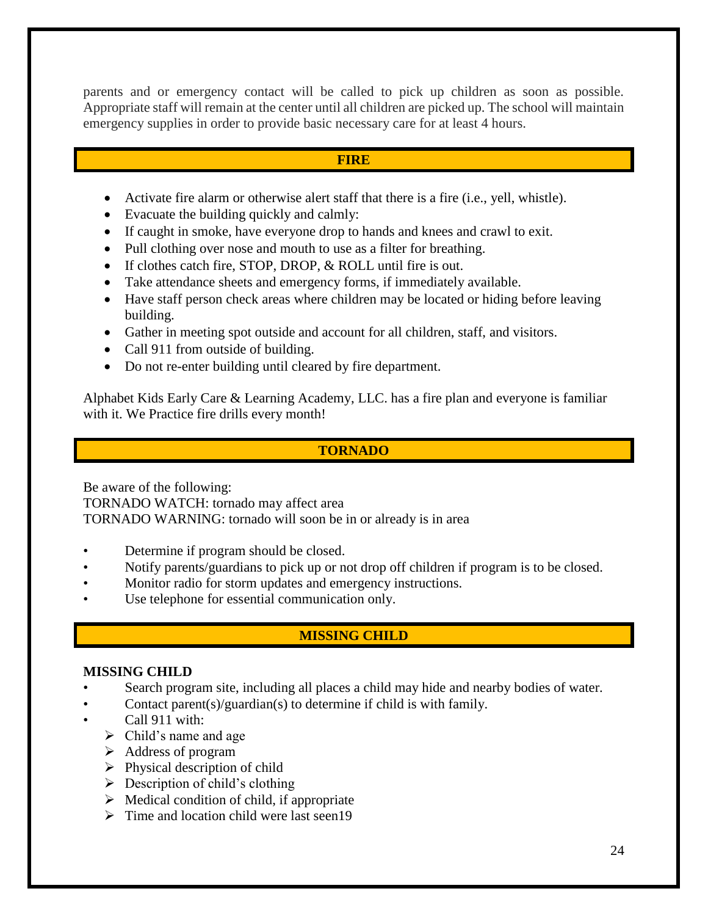parents and or emergency contact will be called to pick up children as soon as possible. Appropriate staff will remain at the center until all children are picked up. The school will maintain emergency supplies in order to provide basic necessary care for at least 4 hours.

## FIRE

- Activate fire alarm or otherwise alert staff that there is a fire (i.e., yell, whistle).
- Evacuate the building quickly and calmly:
- If caught in smoke, have everyone drop to hands and knees and crawl to exit.
- Pull clothing over nose and mouth to use as a filter for breathing.
- If clothes catch fire, STOP, DROP, & ROLL until fire is out.
- Take attendance sheets and emergency forms, if immediately available.
- Have staff person check areas where children may be located or hiding before leaving building.
- Gather in meeting spot outside and account for all children, staff, and visitors.
- Call 911 from outside of building.
- Do not re-enter building until cleared by fire department.

Alphabet Kids Early Care & Learning Academy, LLC. has a fire plan and everyone is familiar with it. We Practice fire drills every month!

## TORNADO

Be aware of the following:
TORNADO WATCH: tornado may affect area
TORNADO WARNING: tornado will soon be in or already is in area

- Determine if program should be closed.
- Notify parents/guardians to pick up or not drop off children if program is to be closed.
- Monitor radio for storm updates and emergency instructions.
- Use telephone for essential communication only.

## MISSING CHILD

**MISSING CHILD**

- Search program site, including all places a child may hide and nearby bodies of water.
- Contact parent(s)/guardian(s) to determine if child is with family.
- Call 911 with:
  - Child's name and age
  - Address of program
  - Physical description of child
  - Description of child's clothing
  - Medical condition of child, if appropriate
  - Time and location child were last seen19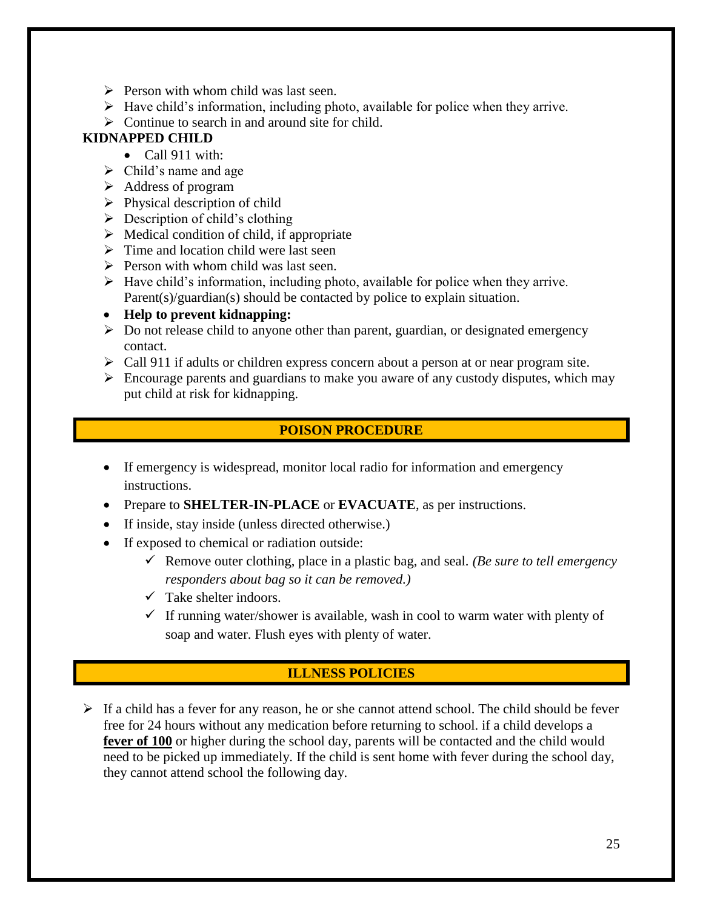- Person with whom child was last seen.
- Have child's information, including photo, available for police when they arrive.
- Continue to search in and around site for child.

**KIDNAPPED CHILD**

- Call 911 with:
- Child's name and age
- Address of program
- Physical description of child
- Description of child's clothing
- Medical condition of child, if appropriate
- Time and location child were last seen
- Person with whom child was last seen.
- Have child's information, including photo, available for police when they arrive. Parent(s)/guardian(s) should be contacted by police to explain situation.
- **Help to prevent kidnapping:**
- Do not release child to anyone other than parent, guardian, or designated emergency contact.
- Call 911 if adults or children express concern about a person at or near program site.
- Encourage parents and guardians to make you aware of any custody disputes, which may put child at risk for kidnapping.

## POISON PROCEDURE

- If emergency is widespread, monitor local radio for information and emergency instructions.
- Prepare to **SHELTER-IN-PLACE** or **EVACUATE**, as per instructions.
- If inside, stay inside (unless directed otherwise.)
- If exposed to chemical or radiation outside:
  - ✓ Remove outer clothing, place in a plastic bag, and seal. *(Be sure to tell emergency responders about bag so it can be removed.)*
  - ✓ Take shelter indoors.
  - ✓ If running water/shower is available, wash in cool to warm water with plenty of soap and water. Flush eyes with plenty of water.

## ILLNESS POLICIES

- If a child has a fever for any reason, he or she cannot attend school. The child should be fever free for 24 hours without any medication before returning to school. if a child develops a **fever of 100** or higher during the school day, parents will be contacted and the child would need to be picked up immediately. If the child is sent home with fever during the school day, they cannot attend school the following day.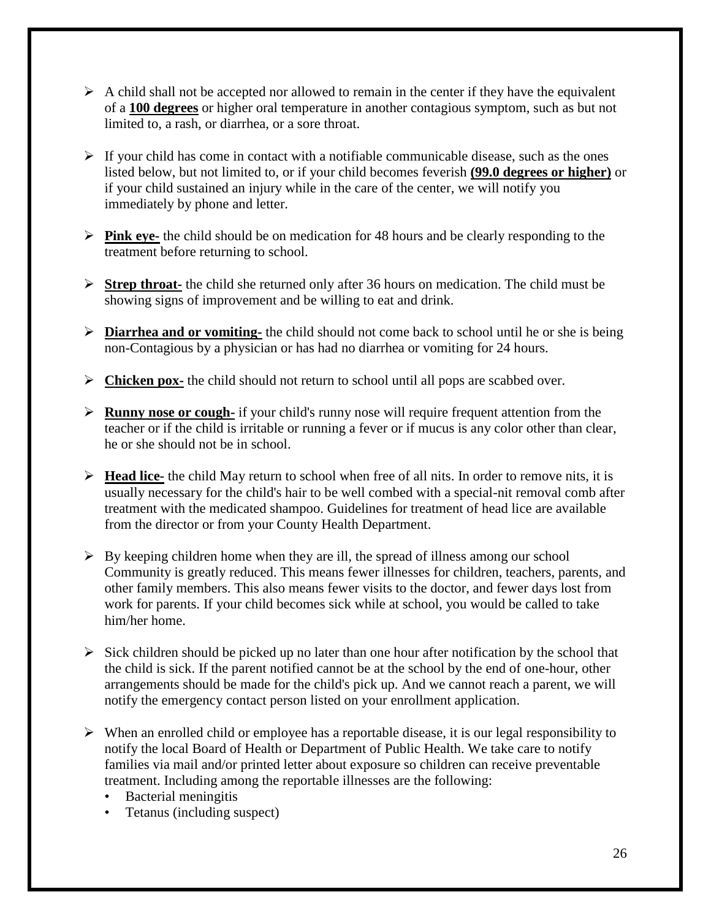- A child shall not be accepted nor allowed to remain in the center if they have the equivalent of a **100 degrees** or higher oral temperature in another contagious symptom, such as but not limited to, a rash, or diarrhea, or a sore throat.

- If your child has come in contact with a notifiable communicable disease, such as the ones listed below, but not limited to, or if your child becomes feverish **(99.0 degrees or higher)** or if your child sustained an injury while in the care of the center, we will notify you immediately by phone and letter.

- **Pink eye-** the child should be on medication for 48 hours and be clearly responding to the treatment before returning to school.

- **Strep throat-** the child she returned only after 36 hours on medication. The child must be showing signs of improvement and be willing to eat and drink.

- **Diarrhea and or vomiting-** the child should not come back to school until he or she is being non-Contagious by a physician or has had no diarrhea or vomiting for 24 hours.

- **Chicken pox-** the child should not return to school until all pops are scabbed over.

- **Runny nose or cough-** if your child's runny nose will require frequent attention from the teacher or if the child is irritable or running a fever or if mucus is any color other than clear, he or she should not be in school.

- **Head lice-** the child May return to school when free of all nits. In order to remove nits, it is usually necessary for the child's hair to be well combed with a special-nit removal comb after treatment with the medicated shampoo. Guidelines for treatment of head lice are available from the director or from your County Health Department.

- By keeping children home when they are ill, the spread of illness among our school Community is greatly reduced. This means fewer illnesses for children, teachers, parents, and other family members. This also means fewer visits to the doctor, and fewer days lost from work for parents. If your child becomes sick while at school, you would be called to take him/her home.

- Sick children should be picked up no later than one hour after notification by the school that the child is sick. If the parent notified cannot be at the school by the end of one-hour, other arrangements should be made for the child's pick up. And we cannot reach a parent, we will notify the emergency contact person listed on your enrollment application.

- When an enrolled child or employee has a reportable disease, it is our legal responsibility to notify the local Board of Health or Department of Public Health. We take care to notify families via mail and/or printed letter about exposure so children can receive preventable treatment. Including among the reportable illnesses are the following:
  - Bacterial meningitis
  - Tetanus (including suspect)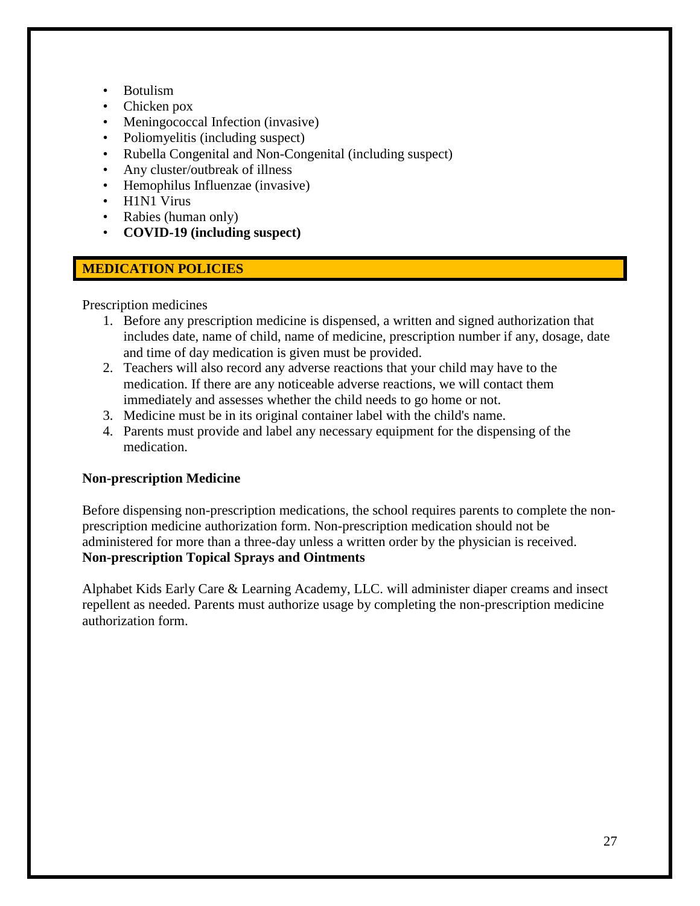- Botulism
- Chicken pox
- Meningococcal Infection (invasive)
- Poliomyelitis (including suspect)
- Rubella Congenital and Non-Congenital (including suspect)
- Any cluster/outbreak of illness
- Hemophilus Influenzae (invasive)
- H1N1 Virus
- Rabies (human only)
- **COVID-19 (including suspect)**

## MEDICATION POLICIES

Prescription medicines

1. Before any prescription medicine is dispensed, a written and signed authorization that includes date, name of child, name of medicine, prescription number if any, dosage, date and time of day medication is given must be provided.
2. Teachers will also record any adverse reactions that your child may have to the medication. If there are any noticeable adverse reactions, we will contact them immediately and assesses whether the child needs to go home or not.
3. Medicine must be in its original container label with the child's name.
4. Parents must provide and label any necessary equipment for the dispensing of the medication.

**Non-prescription Medicine**

Before dispensing non-prescription medications, the school requires parents to complete the non-prescription medicine authorization form. Non-prescription medication should not be administered for more than a three-day unless a written order by the physician is received.

**Non-prescription Topical Sprays and Ointments**

Alphabet Kids Early Care & Learning Academy, LLC. will administer diaper creams and insect repellent as needed. Parents must authorize usage by completing the non-prescription medicine authorization form.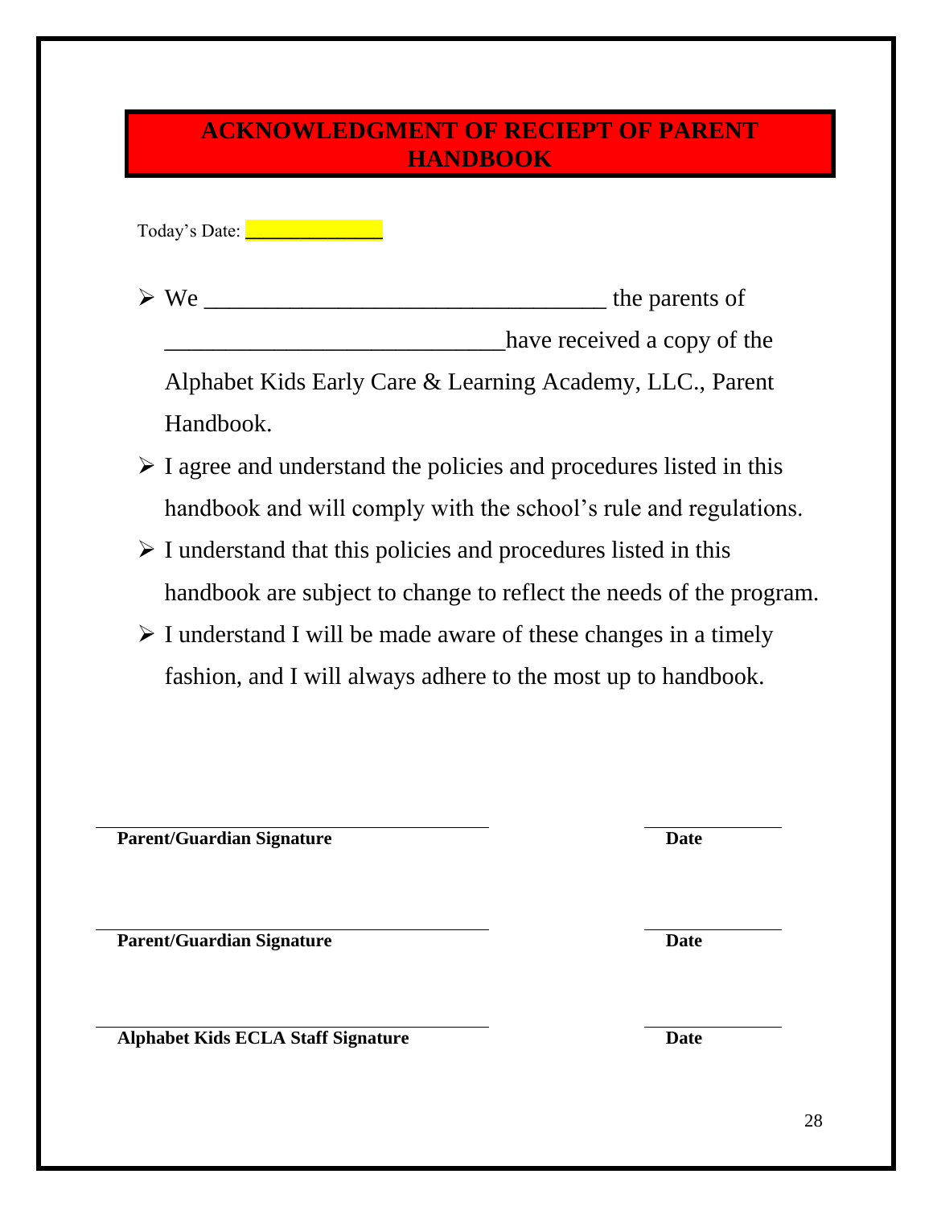# ACKNOWLEDGMENT OF RECIEPT OF PARENT HANDBOOK

Today's Date: ______________

- We __________________________________ the parents of ____________________________have received a copy of the Alphabet Kids Early Care & Learning Academy, LLC., Parent Handbook.
- I agree and understand the policies and procedures listed in this handbook and will comply with the school's rule and regulations.
- I understand that this policies and procedures listed in this handbook are subject to change to reflect the needs of the program.
- I understand I will be made aware of these changes in a timely fashion, and I will always adhere to the most up to handbook.

__________________________________ ______________
**Parent/Guardian Signature** **Date**

__________________________________ ______________
**Parent/Guardian Signature** **Date**

__________________________________ ______________
**Alphabet Kids ECLA Staff Signature** **Date**